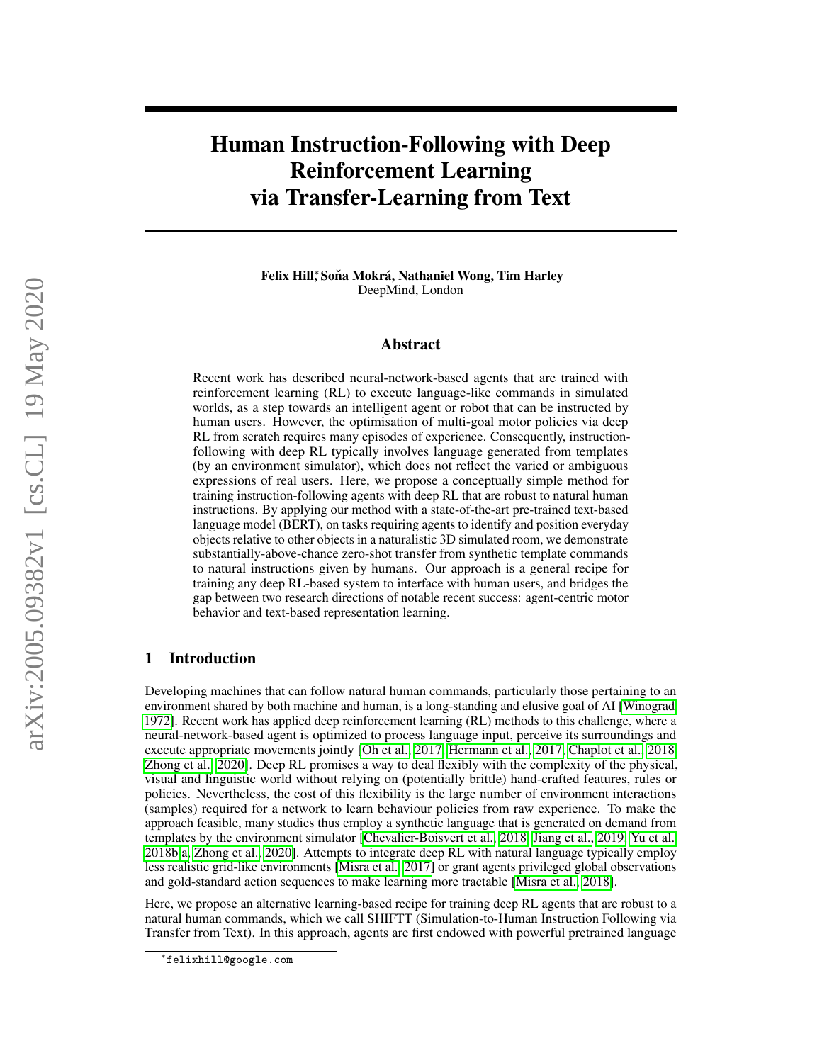# Human Instruction-Following with Deep Reinforcement Learning via Transfer-Learning from Text

**Felix Hill,[*] Soňa Mokrá, Nathaniel Wong, Tim Harley**
DeepMind, London

## Abstract

Recent work has described neural-network-based agents that are trained with reinforcement learning (RL) to execute language-like commands in simulated worlds, as a step towards an intelligent agent or robot that can be instructed by human users. However, the optimisation of multi-goal motor policies via deep RL from scratch requires many episodes of experience. Consequently, instruction-following with deep RL typically involves language generated from templates (by an environment simulator), which does not reflect the varied or ambiguous expressions of real users. Here, we propose a conceptually simple method for training instruction-following agents with deep RL that are robust to natural human instructions. By applying our method with a state-of-the-art pre-trained text-based language model (BERT), on tasks requiring agents to identify and position everyday objects relative to other objects in a naturalistic 3D simulated room, we demonstrate substantially-above-chance zero-shot transfer from synthetic template commands to natural instructions given by humans. Our approach is a general recipe for training any deep RL-based system to interface with human users, and bridges the gap between two research directions of notable recent success: agent-centric motor behavior and text-based representation learning.

## 1 Introduction

Developing machines that can follow natural human commands, particularly those pertaining to an environment shared by both machine and human, is a long-standing and elusive goal of AI [Winograd, 1972]. Recent work has applied deep reinforcement learning (RL) methods to this challenge, where a neural-network-based agent is optimized to process language input, perceive its surroundings and execute appropriate movements jointly [Oh et al., 2017, Hermann et al., 2017, Chaplot et al., 2018, Zhong et al., 2020]. Deep RL promises a way to deal flexibly with the complexity of the physical, visual and linguistic world without relying on (potentially brittle) hand-crafted features, rules or policies. Nevertheless, the cost of this flexibility is the large number of environment interactions (samples) required for a network to learn behaviour policies from raw experience. To make the approach feasible, many studies thus employ a synthetic language that is generated on demand from templates by the environment simulator [Chevalier-Boisvert et al., 2018, Jiang et al., 2019, Yu et al., 2018b,a, Zhong et al., 2020]. Attempts to integrate deep RL with natural language typically employ less realistic grid-like environments [Misra et al., 2017] or grant agents privileged global observations and gold-standard action sequences to make learning more tractable [Misra et al., 2018].

Here, we propose an alternative learning-based recipe for training deep RL agents that are robust to a natural human commands, which we call SHIFTT (Simulation-to-Human Instruction Following via Transfer from Text). In this approach, agents are first endowed with powerful pretrained language

[*] felixhill@google.com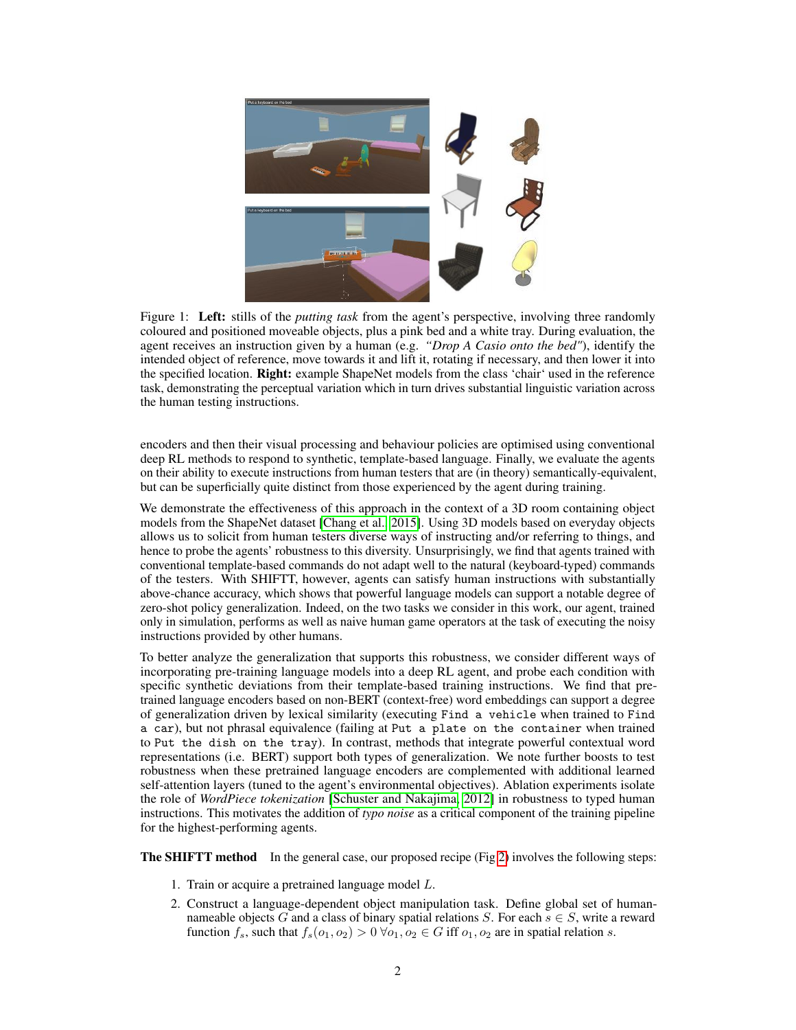Figure 1: **Left:** stills of the *putting task* from the agent's perspective, involving three randomly coloured and positioned moveable objects, plus a pink bed and a white tray. During evaluation, the agent receives an instruction given by a human (e.g. *"Drop A Casio onto the bed"*), identify the intended object of reference, move towards it and lift it, rotating if necessary, and then lower it into the specified location. **Right:** example ShapeNet models from the class 'chair' used in the reference task, demonstrating the perceptual variation which in turn drives substantial linguistic variation across the human testing instructions.

encoders and then their visual processing and behaviour policies are optimised using conventional deep RL methods to respond to synthetic, template-based language. Finally, we evaluate the agents on their ability to execute instructions from human testers that are (in theory) semantically-equivalent, but can be superficially quite distinct from those experienced by the agent during training.

We demonstrate the effectiveness of this approach in the context of a 3D room containing object models from the ShapeNet dataset [Chang et al., 2015]. Using 3D models based on everyday objects allows us to solicit from human testers diverse ways of instructing and/or referring to things, and hence to probe the agents' robustness to this diversity. Unsurprisingly, we find that agents trained with conventional template-based commands do not adapt well to the natural (keyboard-typed) commands of the testers. With SHIFTT, however, agents can satisfy human instructions with substantially above-chance accuracy, which shows that powerful language models can support a notable degree of zero-shot policy generalization. Indeed, on the two tasks we consider in this work, our agent, trained only in simulation, performs as well as naive human game operators at the task of executing the noisy instructions provided by other humans.

To better analyze the generalization that supports this robustness, we consider different ways of incorporating pre-training language models into a deep RL agent, and probe each condition with specific synthetic deviations from their template-based training instructions. We find that pre-trained language encoders based on non-BERT (context-free) word embeddings can support a degree of generalization driven by lexical similarity (executing `Find a vehicle` when trained to `Find a car`), but not phrasal equivalence (failing at `Put a plate on the container` when trained to `Put the dish on the tray`). In contrast, methods that integrate powerful contextual word representations (i.e. BERT) support both types of generalization. We note further boosts to test robustness when these pretrained language encoders are complemented with additional learned self-attention layers (tuned to the agent's environmental objectives). Ablation experiments isolate the role of *WordPiece tokenization* [Schuster and Nakajima, 2012] in robustness to typed human instructions. This motivates the addition of *typo noise* as a critical component of the training pipeline for the highest-performing agents.

**The SHIFTT method** In the general case, our proposed recipe (Fig 2) involves the following steps:

1. Train or acquire a pretrained language model $L$.
2. Construct a language-dependent object manipulation task. Define global set of human-nameable objects $G$ and a class of binary spatial relations $S$. For each $s \in S$, write a reward function $f_s$, such that $f_s(o_1, o_2) > 0 \; \forall o_1, o_2 \in G$ iff $o_1, o_2$ are in spatial relation $s$.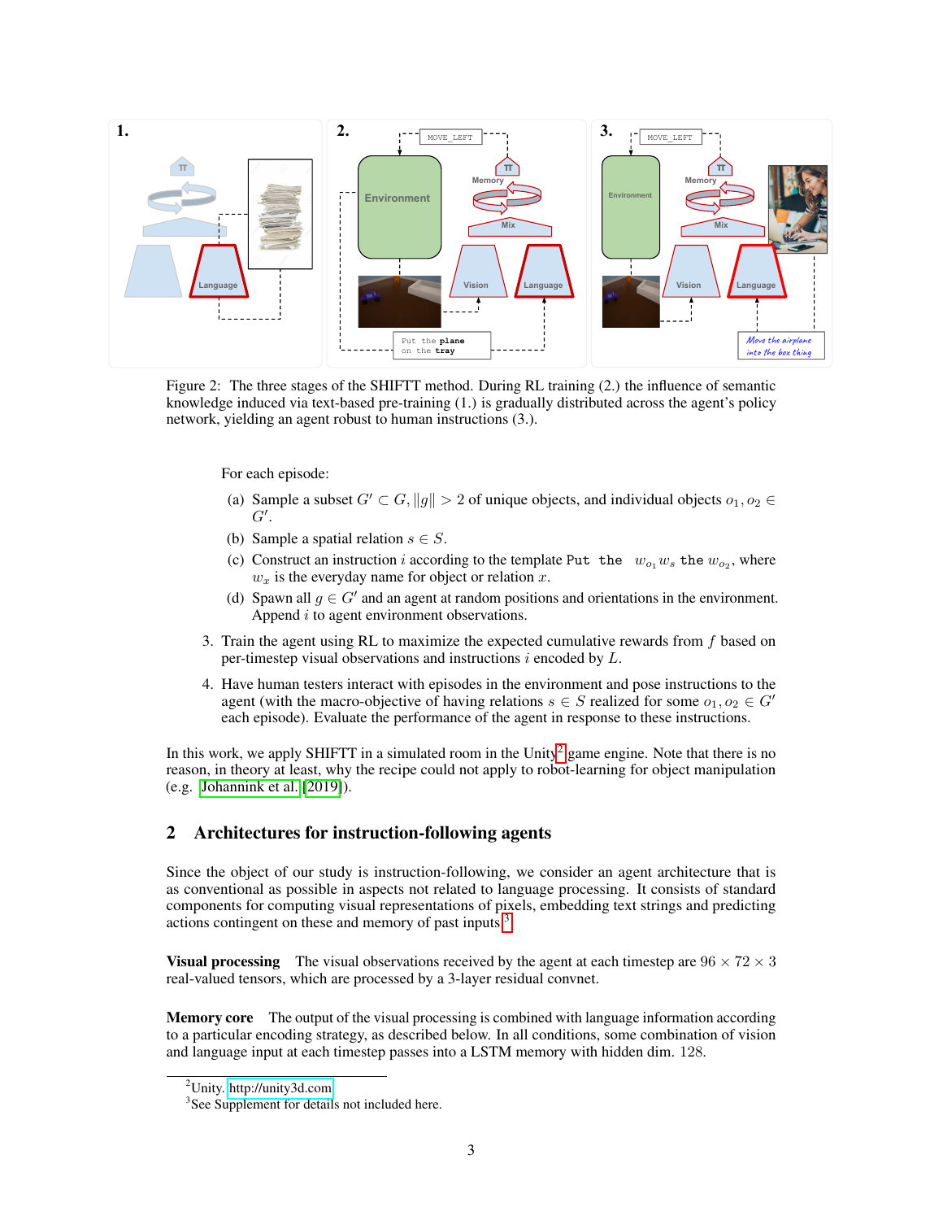Figure 2: The three stages of the SHIFTT method. During RL training (2.) the influence of semantic knowledge induced via text-based pre-training (1.) is gradually distributed across the agent's policy network, yielding an agent robust to human instructions (3.).

For each episode:

(a) Sample a subset $G' \subset G, \|g\| > 2$ of unique objects, and individual objects $o_1, o_2 \in G'$.

(b) Sample a spatial relation $s \in S$.

(c) Construct an instruction $i$ according to the template `Put the` $w_{o_1} w_s$ `the` $w_{o_2}$, where $w_x$ is the everyday name for object or relation $x$.

(d) Spawn all $g \in G'$ and an agent at random positions and orientations in the environment. Append $i$ to agent environment observations.

3. Train the agent using RL to maximize the expected cumulative rewards from $f$ based on per-timestep visual observations and instructions $i$ encoded by $L$.

4. Have human testers interact with episodes in the environment and pose instructions to the agent (with the macro-objective of having relations $s \in S$ realized for some $o_1, o_2 \in G'$ each episode). Evaluate the performance of the agent in response to these instructions.

In this work, we apply SHIFTT in a simulated room in the Unity[2] game engine. Note that there is no reason, in theory at least, why the recipe could not apply to robot-learning for object manipulation (e.g. Johannink et al. [2019]).

## 2 Architectures for instruction-following agents

Since the object of our study is instruction-following, we consider an agent architecture that is as conventional as possible in aspects not related to language processing. It consists of standard components for computing visual representations of pixels, embedding text strings and predicting actions contingent on these and memory of past inputs[3].

**Visual processing** The visual observations received by the agent at each timestep are $96 \times 72 \times 3$ real-valued tensors, which are processed by a 3-layer residual convnet.

**Memory core** The output of the visual processing is combined with language information according to a particular encoding strategy, as described below. In all conditions, some combination of vision and language input at each timestep passes into a LSTM memory with hidden dim. 128.

[2] Unity. http://unity3d.com

[3] See Supplement for details not included here.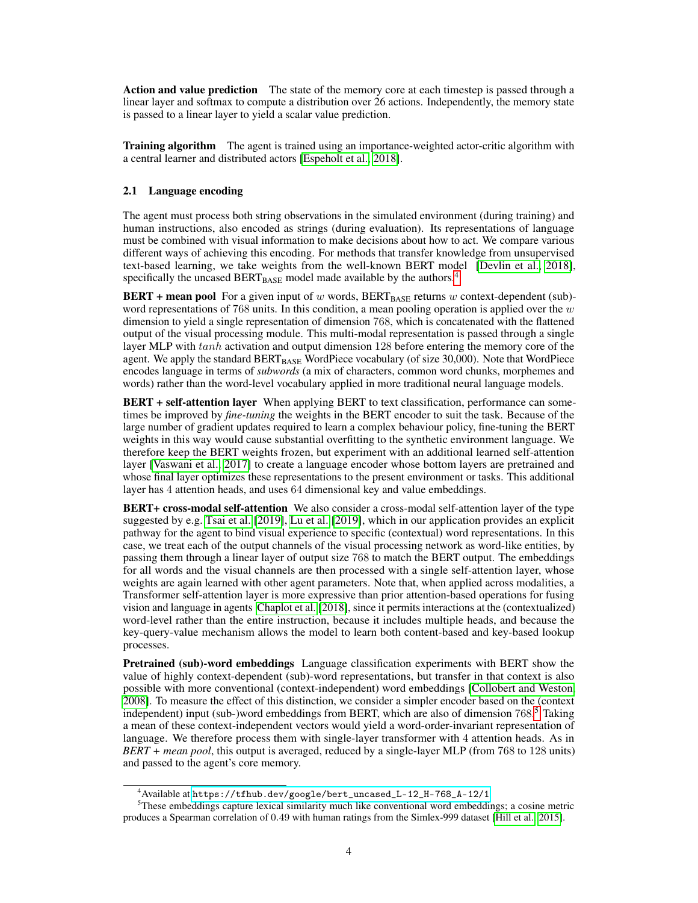**Action and value prediction** The state of the memory core at each timestep is passed through a linear layer and softmax to compute a distribution over 26 actions. Independently, the memory state is passed to a linear layer to yield a scalar value prediction.

**Training algorithm** The agent is trained using an importance-weighted actor-critic algorithm with a central learner and distributed actors [Espeholt et al., 2018].

### 2.1 Language encoding

The agent must process both string observations in the simulated environment (during training) and human instructions, also encoded as strings (during evaluation). Its representations of language must be combined with visual information to make decisions about how to act. We compare various different ways of achieving this encoding. For methods that transfer knowledge from unsupervised text-based learning, we take weights from the well-known BERT model [Devlin et al., 2018], specifically the uncased $\text{BERT}_{\text{BASE}}$ model made available by the authors.[4]

**BERT + mean pool** For a given input of $w$ words, $\text{BERT}_{\text{BASE}}$ returns $w$ context-dependent (sub)-word representations of $768$ units. In this condition, a mean pooling operation is applied over the $w$ dimension to yield a single representation of dimension $768$, which is concatenated with the flattened output of the visual processing module. This multi-modal representation is passed through a single layer MLP with $tanh$ activation and output dimension $128$ before entering the memory core of the agent. We apply the standard $\text{BERT}_{\text{BASE}}$ WordPiece vocabulary (of size 30,000). Note that WordPiece encodes language in terms of *subwords* (a mix of characters, common word chunks, morphemes and words) rather than the word-level vocabulary applied in more traditional neural language models.

**BERT + self-attention layer** When applying BERT to text classification, performance can sometimes be improved by *fine-tuning* the weights in the BERT encoder to suit the task. Because of the large number of gradient updates required to learn a complex behaviour policy, fine-tuning the BERT weights in this way would cause substantial overfitting to the synthetic environment language. We therefore keep the BERT weights frozen, but experiment with an additional learned self-attention layer [Vaswani et al., 2017] to create a language encoder whose bottom layers are pretrained and whose final layer optimizes these representations to the present environment or tasks. This additional layer has $4$ attention heads, and uses $64$ dimensional key and value embeddings.

**BERT+ cross-modal self-attention** We also consider a cross-modal self-attention layer of the type suggested by e.g. Tsai et al. [2019], Lu et al. [2019], which in our application provides an explicit pathway for the agent to bind visual experience to specific (contextual) word representations. In this case, we treat each of the output channels of the visual processing network as word-like entities, by passing them through a linear layer of output size 768 to match the BERT output. The embeddings for all words and the visual channels are then processed with a single self-attention layer, whose weights are again learned with other agent parameters. Note that, when applied across modalities, a Transformer self-attention layer is more expressive than prior attention-based operations for fusing vision and language in agents Chaplot et al. [2018], since it permits interactions at the (contextualized) word-level rather than the entire instruction, because it includes multiple heads, and because the key-query-value mechanism allows the model to learn both content-based and key-based lookup processes.

**Pretrained (sub)-word embeddings** Language classification experiments with BERT show the value of highly context-dependent (sub)-word representations, but transfer in that context is also possible with more conventional (context-independent) word embeddings [Collobert and Weston, 2008]. To measure the effect of this distinction, we consider a simpler encoder based on the (context independent) input (sub-)word embeddings from BERT, which are also of dimension $768$.[5] Taking a mean of these context-independent vectors would yield a word-order-invariant representation of language. We therefore process them with single-layer transformer with $4$ attention heads. As in *BERT + mean pool*, this output is averaged, reduced by a single-layer MLP (from $768$ to $128$ units) and passed to the agent's core memory.

[4] Available at `https://tfhub.dev/google/bert_uncased_L-12_H-768_A-12/1`

[5] These embeddings capture lexical similarity much like conventional word embeddings; a cosine metric produces a Spearman correlation of $0.49$ with human ratings from the Simlex-999 dataset [Hill et al., 2015].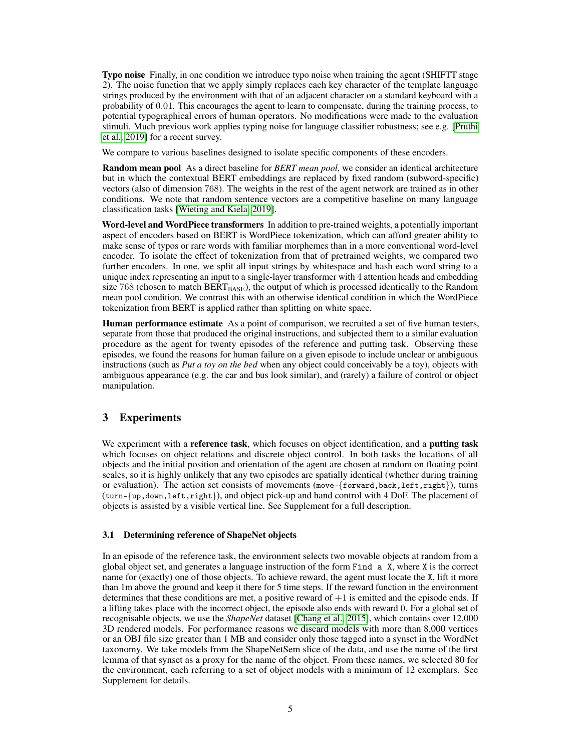**Typo noise** Finally, in one condition we introduce typo noise when training the agent (SHIFTT stage 2). The noise function that we apply simply replaces each key character of the template language strings produced by the environment with that of an adjacent character on a standard keyboard with a probability of 0.01. This encourages the agent to learn to compensate, during the training process, to potential typographical errors of human operators. No modifications were made to the evaluation stimuli. Much previous work applies typing noise for language classifier robustness; see e.g. [Pruthi et al., 2019] for a recent survey.

We compare to various baselines designed to isolate specific components of these encoders.

**Random mean pool** As a direct baseline for *BERT mean pool*, we consider an identical architecture but in which the contextual BERT embeddings are replaced by fixed random (subword-specific) vectors (also of dimension 768). The weights in the rest of the agent network are trained as in other conditions. We note that random sentence vectors are a competitive baseline on many language classification tasks [Wieting and Kiela, 2019].

**Word-level and WordPiece transformers** In addition to pre-trained weights, a potentially important aspect of encoders based on BERT is WordPiece tokenization, which can afford greater ability to make sense of typos or rare words with familiar morphemes than in a more conventional word-level encoder. To isolate the effect of tokenization from that of pretrained weights, we compared two further encoders. In one, we split all input strings by whitespace and hash each word string to a unique index representing an input to a single-layer transformer with 4 attention heads and embedding size 768 (chosen to match $\text{BERT}_{\text{BASE}}$), the output of which is processed identically to the Random mean pool condition. We contrast this with an otherwise identical condition in which the WordPiece tokenization from BERT is applied rather than splitting on white space.

**Human performance estimate** As a point of comparison, we recruited a set of five human testers, separate from those that produced the original instructions, and subjected them to a similar evaluation procedure as the agent for twenty episodes of the reference and putting task. Observing these episodes, we found the reasons for human failure on a given episode to include unclear or ambiguous instructions (such as *Put a toy on the bed* when any object could conceivably be a toy), objects with ambiguous appearance (e.g. the car and bus look similar), and (rarely) a failure of control or object manipulation.

## 3 Experiments

We experiment with a **reference task**, which focuses on object identification, and a **putting task** which focuses on object relations and discrete object control. In both tasks the locations of all objects and the initial position and orientation of the agent are chosen at random on floating point scales, so it is highly unlikely that any two episodes are spatially identical (whether during training or evaluation). The action set consists of movements (`move-{forward,back,left,right}`), turns (`turn-{up,down,left,right}`), and object pick-up and hand control with 4 DoF. The placement of objects is assisted by a visible vertical line. See Supplement for a full description.

### 3.1 Determining reference of ShapeNet objects

In an episode of the reference task, the environment selects two movable objects at random from a global object set, and generates a language instruction of the form `Find a X`, where `X` is the correct name for (exactly) one of those objects. To achieve reward, the agent must locate the `X`, lift it more than 1m above the ground and keep it there for 5 time steps. If the reward function in the environment determines that these conditions are met, a positive reward of $+1$ is emitted and the episode ends. If a lifting takes place with the incorrect object, the episode also ends with reward 0. For a global set of recognisable objects, we use the *ShapeNet* dataset [Chang et al., 2015], which contains over 12,000 3D rendered models. For performance reasons we discard models with more than 8,000 vertices or an OBJ file size greater than 1 MB and consider only those tagged into a synset in the WordNet taxonomy. We take models from the ShapeNetSem slice of the data, and use the name of the first lemma of that synset as a proxy for the name of the object. From these names, we selected 80 for the environment, each referring to a set of object models with a minimum of 12 exemplars. See Supplement for details.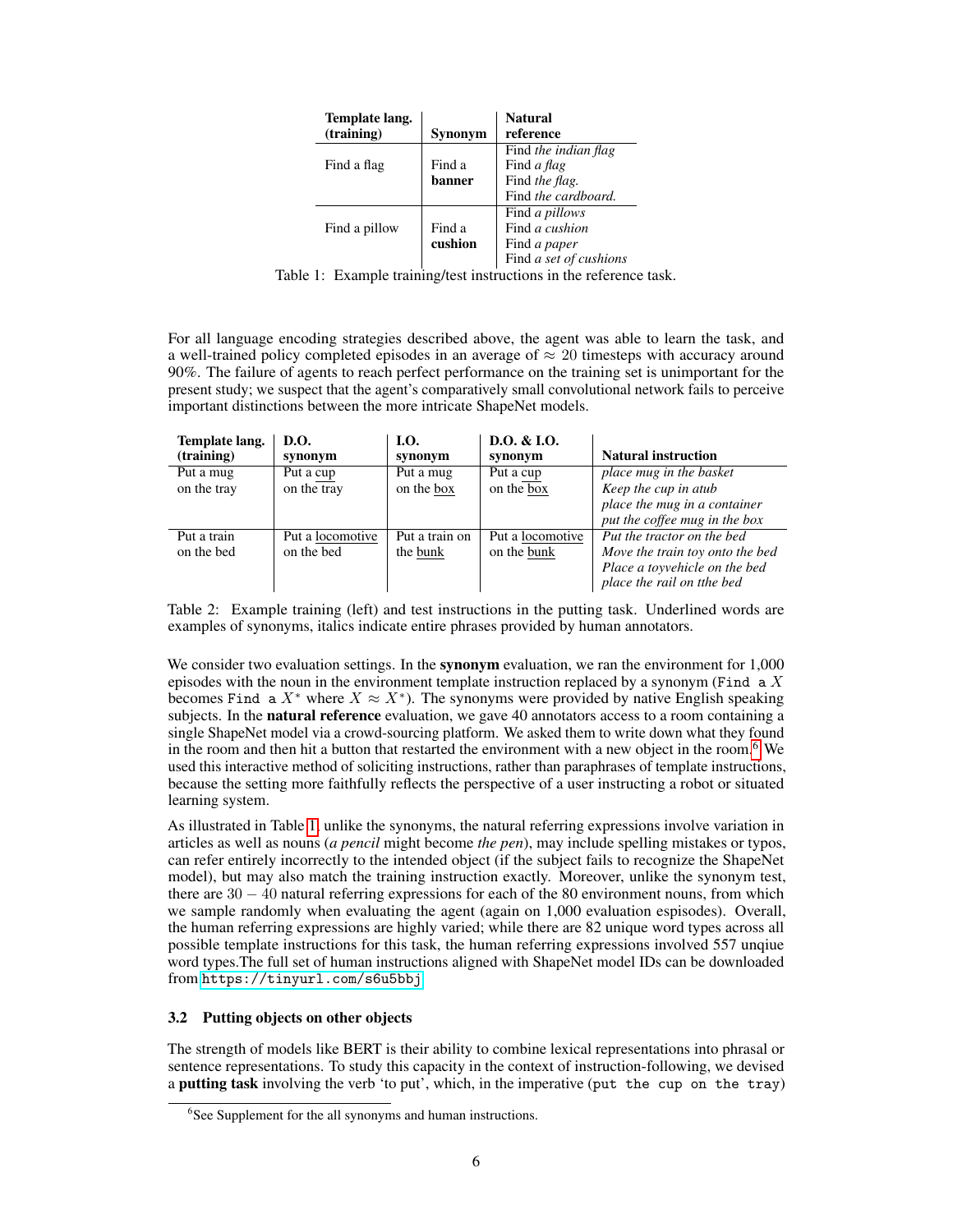| Template lang. (training) | Synonym | Natural reference |
|---|---|---|
| Find a flag | Find a **banner** | Find *the indian flag*<br>Find *a flag*<br>Find *the flag.*<br>Find *the cardboard.* |
| Find a pillow | Find a **cushion** | Find *a pillows*<br>Find *a cushion*<br>Find *a paper*<br>Find *a set of cushions* |

Table 1: Example training/test instructions in the reference task.

For all language encoding strategies described above, the agent was able to learn the task, and a well-trained policy completed episodes in an average of $\approx 20$ timesteps with accuracy around 90%. The failure of agents to reach perfect performance on the training set is unimportant for the present study; we suspect that the agent's comparatively small convolutional network fails to perceive important distinctions between the more intricate ShapeNet models.

| Template lang. (training) | D.O. synonym | I.O. synonym | D.O. & I.O. synonym | Natural instruction |
|---|---|---|---|---|
| Put a mug on the tray | Put a <u>cup</u> on the tray | Put a mug on the <u>box</u> | Put a <u>cup</u> on the <u>box</u> | *place mug in the basket*<br>*Keep the cup in atub*<br>*place the mug in a container*<br>*put the coffee mug in the box* |
| Put a train on the bed | Put a <u>locomotive</u> on the bed | Put a train on the <u>bunk</u> | Put a <u>locomotive</u> on the <u>bunk</u> | *Put the tractor on the bed*<br>*Move the train toy onto the bed*<br>*Place a toyvehicle on the bed*<br>*place the rail on tthe bed* |

Table 2: Example training (left) and test instructions in the putting task. Underlined words are examples of synonyms, italics indicate entire phrases provided by human annotators.

We consider two evaluation settings. In the **synonym** evaluation, we ran the environment for 1,000 episodes with the noun in the environment template instruction replaced by a synonym (`Find a` $X$ becomes `Find a` $X^*$ where $X \approx X^*$). The synonyms were provided by native English speaking subjects. In the **natural reference** evaluation, we gave 40 annotators access to a room containing a single ShapeNet model via a crowd-sourcing platform. We asked them to write down what they found in the room and then hit a button that restarted the environment with a new object in the room.[6] We used this interactive method of soliciting instructions, rather than paraphrases of template instructions, because the setting more faithfully reflects the perspective of a user instructing a robot or situated learning system.

As illustrated in Table 1, unlike the synonyms, the natural referring expressions involve variation in articles as well as nouns (*a pencil* might become *the pen*), may include spelling mistakes or typos, can refer entirely incorrectly to the intended object (if the subject fails to recognize the ShapeNet model), but may also match the training instruction exactly. Moreover, unlike the synonym test, there are $30 - 40$ natural referring expressions for each of the 80 environment nouns, from which we sample randomly when evaluating the agent (again on 1,000 evaluation espisodes). Overall, the human referring expressions are highly varied; while there are 82 unique word types across all possible template instructions for this task, the human referring expressions involved 557 unqiue word types.The full set of human instructions aligned with ShapeNet model IDs can be downloaded from `https://tinyurl.com/s6u5bbj`

### 3.2 Putting objects on other objects

The strength of models like BERT is their ability to combine lexical representations into phrasal or sentence representations. To study this capacity in the context of instruction-following, we devised a **putting task** involving the verb 'to put', which, in the imperative (`put the cup on the tray`)

[6] See Supplement for the all synonyms and human instructions.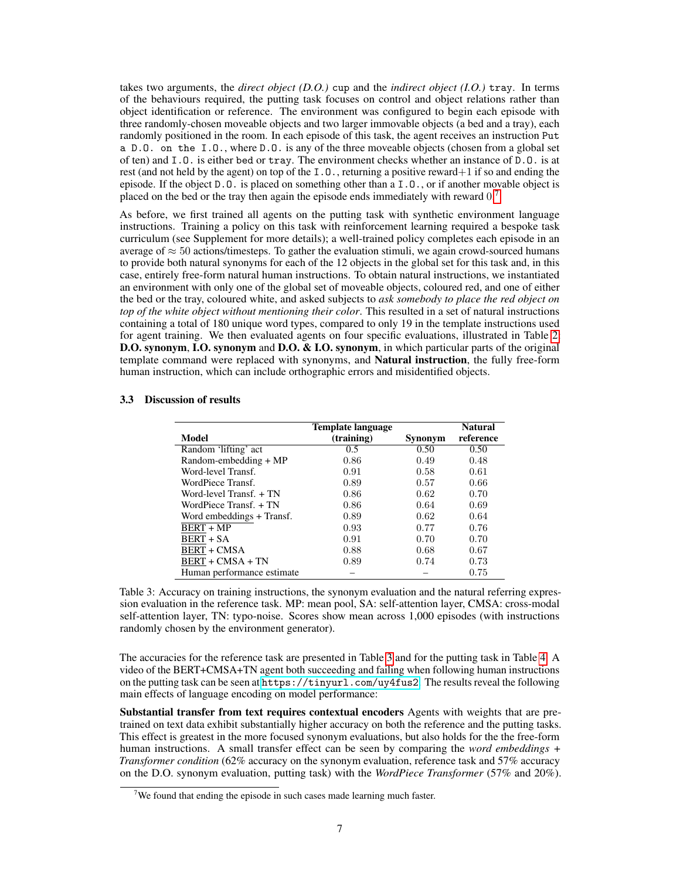takes two arguments, the *direct object (D.O.)* cup and the *indirect object (I.O.)* tray. In terms of the behaviours required, the putting task focuses on control and object relations rather than object identification or reference. The environment was configured to begin each episode with three randomly-chosen moveable objects and two larger immovable objects (a bed and a tray), each randomly positioned in the room. In each episode of this task, the agent receives an instruction `Put a D.O. on the I.O.`, where `D.O.` is any of the three moveable objects (chosen from a global set of ten) and `I.O.` is either `bed` or `tray`. The environment checks whether an instance of `D.O.` is at rest (and not held by the agent) on top of the `I.O.`, returning a positive reward+1 if so and ending the episode. If the object `D.O.` is placed on something other than a `I.O.`, or if another movable object is placed on the bed or the tray then again the episode ends immediately with reward 0.[7]

As before, we first trained all agents on the putting task with synthetic environment language instructions. Training a policy on this task with reinforcement learning required a bespoke task curriculum (see Supplement for more details); a well-trained policy completes each episode in an average of $\approx 50$ actions/timesteps. To gather the evaluation stimuli, we again crowd-sourced humans to provide both natural synonyms for each of the 12 objects in the global set for this task and, in this case, entirely free-form natural human instructions. To obtain natural instructions, we instantiated an environment with only one of the global set of moveable objects, coloured red, and one of either the bed or the tray, coloured white, and asked subjects to *ask somebody to place the red object on top of the white object without mentioning their color*. This resulted in a set of natural instructions containing a total of 180 unique word types, compared to only 19 in the template instructions used for agent training. We then evaluated agents on four specific evaluations, illustrated in Table 2: **D.O. synonym**, **I.O. synonym** and **D.O. & I.O. synonym**, in which particular parts of the original template command were replaced with synonyms, and **Natural instruction**, the fully free-form human instruction, which can include orthographic errors and misidentified objects.

### 3.3 Discussion of results

| Model | Template language (training) | Synonym | Natural reference |
|---|---|---|---|
| Random 'lifting' act | 0.5 | 0.50 | 0.50 |
| Random-embedding + MP | 0.86 | 0.49 | 0.48 |
| Word-level Transf. | 0.91 | 0.58 | 0.61 |
| WordPiece Transf. | 0.89 | 0.57 | 0.66 |
| Word-level Transf. + TN | 0.86 | 0.62 | 0.70 |
| WordPiece Transf. + TN | 0.86 | 0.64 | 0.69 |
| <u>Word embeddings</u> + Transf. | 0.89 | 0.62 | 0.64 |
| <u>BERT</u> + MP | 0.93 | 0.77 | 0.76 |
| <u>BERT</u> + SA | 0.91 | 0.70 | 0.70 |
| <u>BERT</u> + CMSA | 0.88 | 0.68 | 0.67 |
| <u>BERT</u> + CMSA + TN | 0.89 | 0.74 | 0.73 |
| Human performance estimate | – | – | 0.75 |

Table 3: Accuracy on training instructions, the synonym evaluation and the natural referring expression evaluation in the reference task. MP: mean pool, SA: self-attention layer, CMSA: cross-modal self-attention layer, TN: typo-noise. Scores show mean across 1,000 episodes (with instructions randomly chosen by the environment generator).

The accuracies for the reference task are presented in Table 3 and for the putting task in Table 4. A video of the BERT+CMSA+TN agent both succeeding and failing when following human instructions on the putting task can be seen at https://tinyurl.com/uy4fus2. The results reveal the following main effects of language encoding on model performance:

**Substantial transfer from text requires contextual encoders** Agents with weights that are pretrained on text data exhibit substantially higher accuracy on both the reference and the putting tasks. This effect is greatest in the more focused synonym evaluations, but also holds for the the free-form human instructions. A small transfer effect can be seen by comparing the *word embeddings + Transformer condition* (62% accuracy on the synonym evaluation, reference task and 57% accuracy on the D.O. synonym evaluation, putting task) with the *WordPiece Transformer* (57% and 20%).

[7] We found that ending the episode in such cases made learning much faster.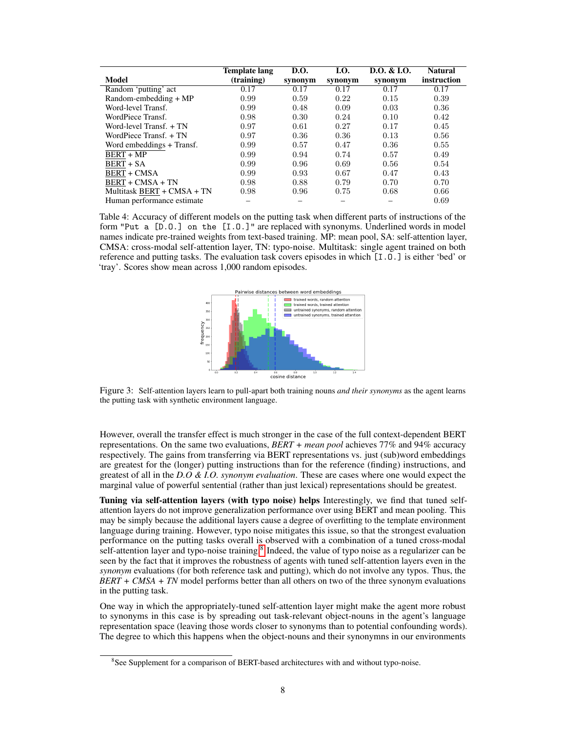| Model | Template lang (training) | D.O. synonym | I.O. synonym | D.O. & I.O. synonym | Natural instruction |
|---|---|---|---|---|---|
| Random 'putting' act | 0.17 | 0.17 | 0.17 | 0.17 | 0.17 |
| Random-embedding + MP | 0.99 | 0.59 | 0.22 | 0.15 | 0.39 |
| Word-level Transf. | 0.99 | 0.48 | 0.09 | 0.03 | 0.36 |
| WordPiece Transf. | 0.98 | 0.30 | 0.24 | 0.10 | 0.42 |
| Word-level Transf. + TN | 0.97 | 0.61 | 0.27 | 0.17 | 0.45 |
| WordPiece Transf. + TN | 0.97 | 0.36 | 0.36 | 0.13 | 0.56 |
| Word embeddings + Transf. | 0.99 | 0.57 | 0.47 | 0.36 | 0.55 |
| BERT + MP | 0.99 | 0.94 | 0.74 | 0.57 | 0.49 |
| BERT + SA | 0.99 | 0.96 | 0.69 | 0.56 | 0.54 |
| BERT + CMSA | 0.99 | 0.93 | 0.67 | 0.47 | 0.43 |
| BERT + CMSA + TN | 0.98 | 0.88 | 0.79 | 0.70 | 0.70 |
| Multitask BERT + CMSA + TN | 0.98 | 0.96 | 0.75 | 0.68 | 0.66 |
| Human performance estimate | – | – | – | – | 0.69 |

Table 4: Accuracy of different models on the putting task when different parts of instructions of the form "Put a [D.O.] on the [I.O.]" are replaced with synonyms. Underlined words in model names indicate pre-trained weights from text-based training. MP: mean pool, SA: self-attention layer, CMSA: cross-modal self-attention layer, TN: typo-noise. Multitask: single agent trained on both reference and putting tasks. The evaluation task covers episodes in which [I.O.] is either 'bed' or 'tray'. Scores show mean across 1,000 random episodes.

Figure 3: Self-attention layers learn to pull-apart both training nouns *and their synonyms* as the agent learns the putting task with synthetic environment language.

However, overall the transfer effect is much stronger in the case of the full context-dependent BERT representations. On the same two evaluations, *BERT + mean pool* achieves 77% and 94% accuracy respectively. The gains from transferring via BERT representations vs. just (sub)word embeddings are greatest for the (longer) putting instructions than for the reference (finding) instructions, and greatest of all in the *D.O & I.O. synonym evaluation*. These are cases where one would expect the marginal value of powerful sentential (rather than just lexical) representations should be greatest.

**Tuning via self-attention layers (with typo noise) helps** Interestingly, we find that tuned self-attention layers do not improve generalization performance over using BERT and mean pooling. This may be simply because the additional layers cause a degree of overfitting to the template environment language during training. However, typo noise mitigates this issue, so that the strongest evaluation performance on the putting tasks overall is observed with a combination of a tuned cross-modal self-attention layer and typo-noise training.[8] Indeed, the value of typo noise as a regularizer can be seen by the fact that it improves the robustness of agents with tuned self-attention layers even in the *synonym* evaluations (for both reference task and putting), which do not involve any typos. Thus, the *BERT + CMSA + TN* model performs better than all others on two of the three synonym evaluations in the putting task.

One way in which the appropriately-tuned self-attention layer might make the agent more robust to synonyms in this case is by spreading out task-relevant object-nouns in the agent's language representation space (leaving those words closer to synonyms than to potential confounding words). The degree to which this happens when the object-nouns and their synonymns in our environments

[8] See Supplement for a comparison of BERT-based architectures with and without typo-noise.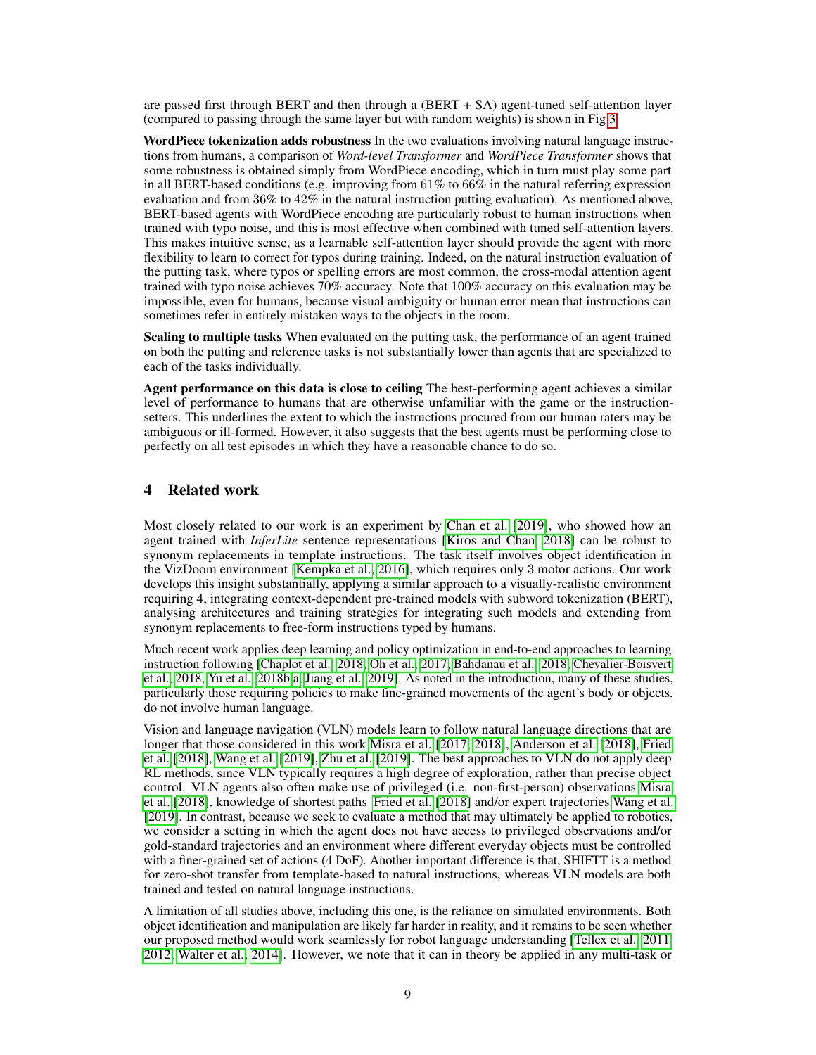are passed first through BERT and then through a (BERT + SA) agent-tuned self-attention layer (compared to passing through the same layer but with random weights) is shown in Fig 3.

**WordPiece tokenization adds robustness** In the two evaluations involving natural language instructions from humans, a comparison of *Word-level Transformer* and *WordPiece Transformer* shows that some robustness is obtained simply from WordPiece encoding, which in turn must play some part in all BERT-based conditions (e.g. improving from 61% to 66% in the natural referring expression evaluation and from 36% to 42% in the natural instruction putting evaluation). As mentioned above, BERT-based agents with WordPiece encoding are particularly robust to human instructions when trained with typo noise, and this is most effective when combined with tuned self-attention layers. This makes intuitive sense, as a learnable self-attention layer should provide the agent with more flexibility to learn to correct for typos during training. Indeed, on the natural instruction evaluation of the putting task, where typos or spelling errors are most common, the cross-modal attention agent trained with typo noise achieves 70% accuracy. Note that 100% accuracy on this evaluation may be impossible, even for humans, because visual ambiguity or human error mean that instructions can sometimes refer in entirely mistaken ways to the objects in the room.

**Scaling to multiple tasks** When evaluated on the putting task, the performance of an agent trained on both the putting and reference tasks is not substantially lower than agents that are specialized to each of the tasks individually.

**Agent performance on this data is close to ceiling** The best-performing agent achieves a similar level of performance to humans that are otherwise unfamiliar with the game or the instruction-setters. This underlines the extent to which the instructions procured from our human raters may be ambiguous or ill-formed. However, it also suggests that the best agents must be performing close to perfectly on all test episodes in which they have a reasonable chance to do so.

## 4 Related work

Most closely related to our work is an experiment by Chan et al. [2019], who showed how an agent trained with *InferLite* sentence representations [Kiros and Chan, 2018] can be robust to synonym replacements in template instructions. The task itself involves object identification in the VizDoom environment [Kempka et al., 2016], which requires only 3 motor actions. Our work develops this insight substantially, applying a similar approach to a visually-realistic environment requiring 4, integrating context-dependent pre-trained models with subword tokenization (BERT), analysing architectures and training strategies for integrating such models and extending from synonym replacements to free-form instructions typed by humans.

Much recent work applies deep learning and policy optimization in end-to-end approaches to learning instruction following [Chaplot et al., 2018, Oh et al., 2017, Bahdanau et al., 2018, Chevalier-Boisvert et al., 2018, Yu et al., 2018b,a, Jiang et al., 2019]. As noted in the introduction, many of these studies, particularly those requiring policies to make fine-grained movements of the agent's body or objects, do not involve human language.

Vision and language navigation (VLN) models learn to follow natural language directions that are longer that those considered in this work Misra et al. [2017, 2018], Anderson et al. [2018], Fried et al. [2018], Wang et al. [2019], Zhu et al. [2019]. The best approaches to VLN do not apply deep RL methods, since VLN typically requires a high degree of exploration, rather than precise object control. VLN agents also often make use of privileged (i.e. non-first-person) observations Misra et al. [2018], knowledge of shortest paths Fried et al. [2018] and/or expert trajectories Wang et al. [2019]. In contrast, because we seek to evaluate a method that may ultimately be applied to robotics, we consider a setting in which the agent does not have access to privileged observations and/or gold-standard trajectories and an environment where different everyday objects must be controlled with a finer-grained set of actions (4 DoF). Another important difference is that, SHIFTT is a method for zero-shot transfer from template-based to natural instructions, whereas VLN models are both trained and tested on natural language instructions.

A limitation of all studies above, including this one, is the reliance on simulated environments. Both object identification and manipulation are likely far harder in reality, and it remains to be seen whether our proposed method would work seamlessly for robot language understanding [Tellex et al., 2011, 2012, Walter et al., 2014]. However, we note that it can in theory be applied in any multi-task or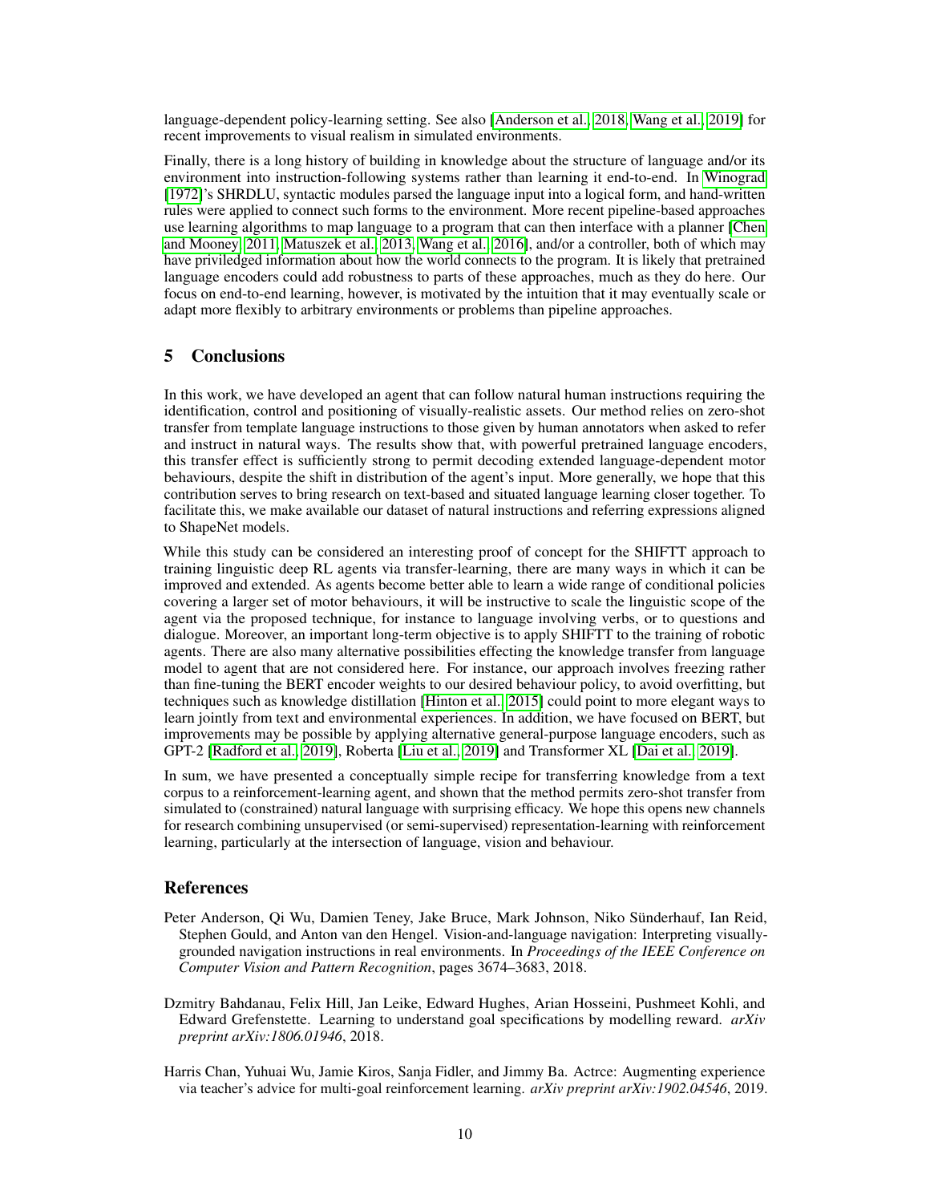language-dependent policy-learning setting. See also [Anderson et al., 2018, Wang et al., 2019] for recent improvements to visual realism in simulated environments.

Finally, there is a long history of building in knowledge about the structure of language and/or its environment into instruction-following systems rather than learning it end-to-end. In Winograd [1972]'s SHRDLU, syntactic modules parsed the language input into a logical form, and hand-written rules were applied to connect such forms to the environment. More recent pipeline-based approaches use learning algorithms to map language to a program that can then interface with a planner [Chen and Mooney, 2011, Matuszek et al., 2013, Wang et al., 2016], and/or a controller, both of which may have priviledged information about how the world connects to the program. It is likely that pretrained language encoders could add robustness to parts of these approaches, much as they do here. Our focus on end-to-end learning, however, is motivated by the intuition that it may eventually scale or adapt more flexibly to arbitrary environments or problems than pipeline approaches.

## 5 Conclusions

In this work, we have developed an agent that can follow natural human instructions requiring the identification, control and positioning of visually-realistic assets. Our method relies on zero-shot transfer from template language instructions to those given by human annotators when asked to refer and instruct in natural ways. The results show that, with powerful pretrained language encoders, this transfer effect is sufficiently strong to permit decoding extended language-dependent motor behaviours, despite the shift in distribution of the agent's input. More generally, we hope that this contribution serves to bring research on text-based and situated language learning closer together. To facilitate this, we make available our dataset of natural instructions and referring expressions aligned to ShapeNet models.

While this study can be considered an interesting proof of concept for the SHIFTT approach to training linguistic deep RL agents via transfer-learning, there are many ways in which it can be improved and extended. As agents become better able to learn a wide range of conditional policies covering a larger set of motor behaviours, it will be instructive to scale the linguistic scope of the agent via the proposed technique, for instance to language involving verbs, or to questions and dialogue. Moreover, an important long-term objective is to apply SHIFTT to the training of robotic agents. There are also many alternative possibilities effecting the knowledge transfer from language model to agent that are not considered here. For instance, our approach involves freezing rather than fine-tuning the BERT encoder weights to our desired behaviour policy, to avoid overfitting, but techniques such as knowledge distillation [Hinton et al., 2015] could point to more elegant ways to learn jointly from text and environmental experiences. In addition, we have focused on BERT, but improvements may be possible by applying alternative general-purpose language encoders, such as GPT-2 [Radford et al., 2019], Roberta [Liu et al., 2019] and Transformer XL [Dai et al., 2019].

In sum, we have presented a conceptually simple recipe for transferring knowledge from a text corpus to a reinforcement-learning agent, and shown that the method permits zero-shot transfer from simulated to (constrained) natural language with surprising efficacy. We hope this opens new channels for research combining unsupervised (or semi-supervised) representation-learning with reinforcement learning, particularly at the intersection of language, vision and behaviour.

## References

Peter Anderson, Qi Wu, Damien Teney, Jake Bruce, Mark Johnson, Niko Sünderhauf, Ian Reid, Stephen Gould, and Anton van den Hengel. Vision-and-language navigation: Interpreting visually-grounded navigation instructions in real environments. In *Proceedings of the IEEE Conference on Computer Vision and Pattern Recognition*, pages 3674–3683, 2018.

Dzmitry Bahdanau, Felix Hill, Jan Leike, Edward Hughes, Arian Hosseini, Pushmeet Kohli, and Edward Grefenstette. Learning to understand goal specifications by modelling reward. *arXiv preprint arXiv:1806.01946*, 2018.

Harris Chan, Yuhuai Wu, Jamie Kiros, Sanja Fidler, and Jimmy Ba. Actrce: Augmenting experience via teacher's advice for multi-goal reinforcement learning. *arXiv preprint arXiv:1902.04546*, 2019.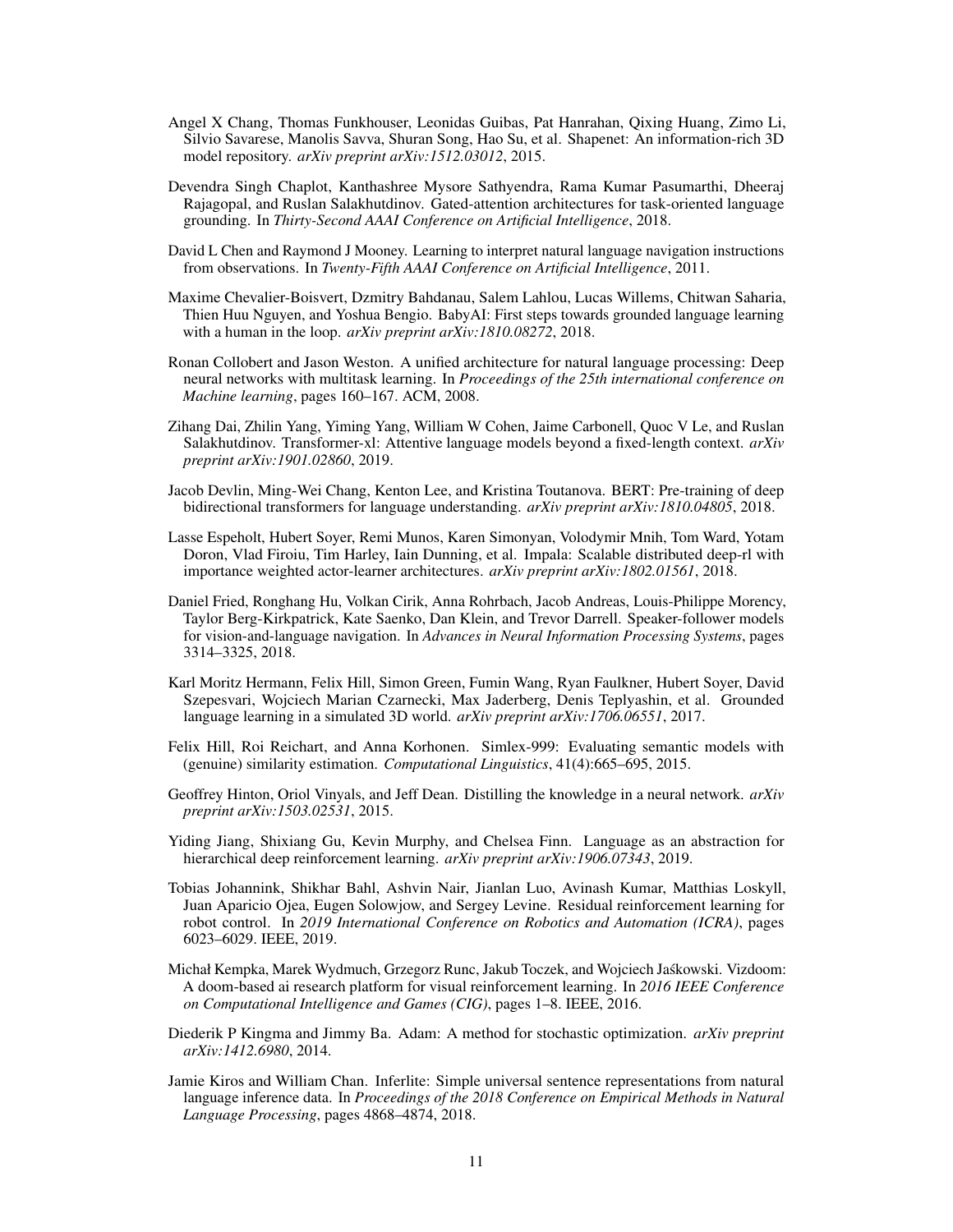Angel X Chang, Thomas Funkhouser, Leonidas Guibas, Pat Hanrahan, Qixing Huang, Zimo Li, Silvio Savarese, Manolis Savva, Shuran Song, Hao Su, et al. Shapenet: An information-rich 3D model repository. *arXiv preprint arXiv:1512.03012*, 2015.

Devendra Singh Chaplot, Kanthashree Mysore Sathyendra, Rama Kumar Pasumarthi, Dheeraj Rajagopal, and Ruslan Salakhutdinov. Gated-attention architectures for task-oriented language grounding. In *Thirty-Second AAAI Conference on Artificial Intelligence*, 2018.

David L Chen and Raymond J Mooney. Learning to interpret natural language navigation instructions from observations. In *Twenty-Fifth AAAI Conference on Artificial Intelligence*, 2011.

Maxime Chevalier-Boisvert, Dzmitry Bahdanau, Salem Lahlou, Lucas Willems, Chitwan Saharia, Thien Huu Nguyen, and Yoshua Bengio. BabyAI: First steps towards grounded language learning with a human in the loop. *arXiv preprint arXiv:1810.08272*, 2018.

Ronan Collobert and Jason Weston. A unified architecture for natural language processing: Deep neural networks with multitask learning. In *Proceedings of the 25th international conference on Machine learning*, pages 160–167. ACM, 2008.

Zihang Dai, Zhilin Yang, Yiming Yang, William W Cohen, Jaime Carbonell, Quoc V Le, and Ruslan Salakhutdinov. Transformer-xl: Attentive language models beyond a fixed-length context. *arXiv preprint arXiv:1901.02860*, 2019.

Jacob Devlin, Ming-Wei Chang, Kenton Lee, and Kristina Toutanova. BERT: Pre-training of deep bidirectional transformers for language understanding. *arXiv preprint arXiv:1810.04805*, 2018.

Lasse Espeholt, Hubert Soyer, Remi Munos, Karen Simonyan, Volodymir Mnih, Tom Ward, Yotam Doron, Vlad Firoiu, Tim Harley, Iain Dunning, et al. Impala: Scalable distributed deep-rl with importance weighted actor-learner architectures. *arXiv preprint arXiv:1802.01561*, 2018.

Daniel Fried, Ronghang Hu, Volkan Cirik, Anna Rohrbach, Jacob Andreas, Louis-Philippe Morency, Taylor Berg-Kirkpatrick, Kate Saenko, Dan Klein, and Trevor Darrell. Speaker-follower models for vision-and-language navigation. In *Advances in Neural Information Processing Systems*, pages 3314–3325, 2018.

Karl Moritz Hermann, Felix Hill, Simon Green, Fumin Wang, Ryan Faulkner, Hubert Soyer, David Szepesvari, Wojciech Marian Czarnecki, Max Jaderberg, Denis Teplyashin, et al. Grounded language learning in a simulated 3D world. *arXiv preprint arXiv:1706.06551*, 2017.

Felix Hill, Roi Reichart, and Anna Korhonen. Simlex-999: Evaluating semantic models with (genuine) similarity estimation. *Computational Linguistics*, 41(4):665–695, 2015.

Geoffrey Hinton, Oriol Vinyals, and Jeff Dean. Distilling the knowledge in a neural network. *arXiv preprint arXiv:1503.02531*, 2015.

Yiding Jiang, Shixiang Gu, Kevin Murphy, and Chelsea Finn. Language as an abstraction for hierarchical deep reinforcement learning. *arXiv preprint arXiv:1906.07343*, 2019.

Tobias Johannink, Shikhar Bahl, Ashvin Nair, Jianlan Luo, Avinash Kumar, Matthias Loskyll, Juan Aparicio Ojea, Eugen Solowjow, and Sergey Levine. Residual reinforcement learning for robot control. In *2019 International Conference on Robotics and Automation (ICRA)*, pages 6023–6029. IEEE, 2019.

Michał Kempka, Marek Wydmuch, Grzegorz Runc, Jakub Toczek, and Wojciech Jaśkowski. Vizdoom: A doom-based ai research platform for visual reinforcement learning. In *2016 IEEE Conference on Computational Intelligence and Games (CIG)*, pages 1–8. IEEE, 2016.

Diederik P Kingma and Jimmy Ba. Adam: A method for stochastic optimization. *arXiv preprint arXiv:1412.6980*, 2014.

Jamie Kiros and William Chan. Inferlite: Simple universal sentence representations from natural language inference data. In *Proceedings of the 2018 Conference on Empirical Methods in Natural Language Processing*, pages 4868–4874, 2018.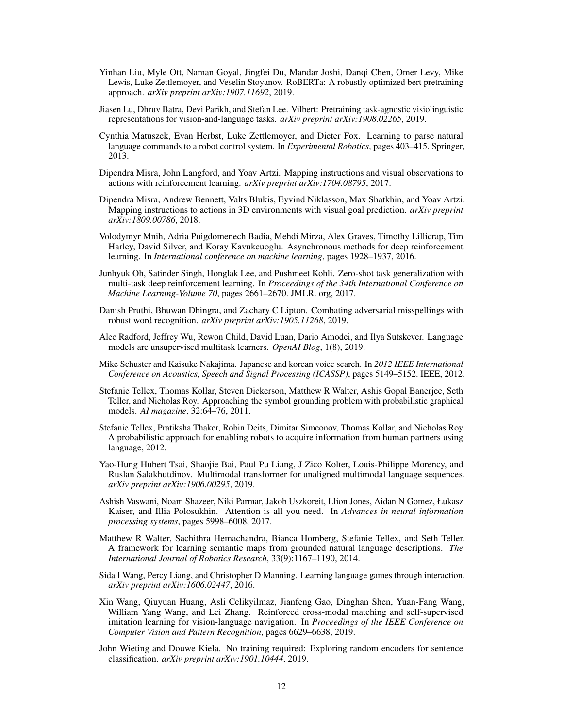Yinhan Liu, Myle Ott, Naman Goyal, Jingfei Du, Mandar Joshi, Danqi Chen, Omer Levy, Mike Lewis, Luke Zettlemoyer, and Veselin Stoyanov. RoBERTa: A robustly optimized bert pretraining approach. *arXiv preprint arXiv:1907.11692*, 2019.

Jiasen Lu, Dhruv Batra, Devi Parikh, and Stefan Lee. Vilbert: Pretraining task-agnostic visiolinguistic representations for vision-and-language tasks. *arXiv preprint arXiv:1908.02265*, 2019.

Cynthia Matuszek, Evan Herbst, Luke Zettlemoyer, and Dieter Fox. Learning to parse natural language commands to a robot control system. In *Experimental Robotics*, pages 403–415. Springer, 2013.

Dipendra Misra, John Langford, and Yoav Artzi. Mapping instructions and visual observations to actions with reinforcement learning. *arXiv preprint arXiv:1704.08795*, 2017.

Dipendra Misra, Andrew Bennett, Valts Blukis, Eyvind Niklasson, Max Shatkhin, and Yoav Artzi. Mapping instructions to actions in 3D environments with visual goal prediction. *arXiv preprint arXiv:1809.00786*, 2018.

Volodymyr Mnih, Adria Puigdomenech Badia, Mehdi Mirza, Alex Graves, Timothy Lillicrap, Tim Harley, David Silver, and Koray Kavukcuoglu. Asynchronous methods for deep reinforcement learning. In *International conference on machine learning*, pages 1928–1937, 2016.

Junhyuk Oh, Satinder Singh, Honglak Lee, and Pushmeet Kohli. Zero-shot task generalization with multi-task deep reinforcement learning. In *Proceedings of the 34th International Conference on Machine Learning-Volume 70*, pages 2661–2670. JMLR. org, 2017.

Danish Pruthi, Bhuwan Dhingra, and Zachary C Lipton. Combating adversarial misspellings with robust word recognition. *arXiv preprint arXiv:1905.11268*, 2019.

Alec Radford, Jeffrey Wu, Rewon Child, David Luan, Dario Amodei, and Ilya Sutskever. Language models are unsupervised multitask learners. *OpenAI Blog*, 1(8), 2019.

Mike Schuster and Kaisuke Nakajima. Japanese and korean voice search. In *2012 IEEE International Conference on Acoustics, Speech and Signal Processing (ICASSP)*, pages 5149–5152. IEEE, 2012.

Stefanie Tellex, Thomas Kollar, Steven Dickerson, Matthew R Walter, Ashis Gopal Banerjee, Seth Teller, and Nicholas Roy. Approaching the symbol grounding problem with probabilistic graphical models. *AI magazine*, 32:64–76, 2011.

Stefanie Tellex, Pratiksha Thaker, Robin Deits, Dimitar Simeonov, Thomas Kollar, and Nicholas Roy. A probabilistic approach for enabling robots to acquire information from human partners using language, 2012.

Yao-Hung Hubert Tsai, Shaojie Bai, Paul Pu Liang, J Zico Kolter, Louis-Philippe Morency, and Ruslan Salakhutdinov. Multimodal transformer for unaligned multimodal language sequences. *arXiv preprint arXiv:1906.00295*, 2019.

Ashish Vaswani, Noam Shazeer, Niki Parmar, Jakob Uszkoreit, Llion Jones, Aidan N Gomez, Łukasz Kaiser, and Illia Polosukhin. Attention is all you need. In *Advances in neural information processing systems*, pages 5998–6008, 2017.

Matthew R Walter, Sachithra Hemachandra, Bianca Homberg, Stefanie Tellex, and Seth Teller. A framework for learning semantic maps from grounded natural language descriptions. *The International Journal of Robotics Research*, 33(9):1167–1190, 2014.

Sida I Wang, Percy Liang, and Christopher D Manning. Learning language games through interaction. *arXiv preprint arXiv:1606.02447*, 2016.

Xin Wang, Qiuyuan Huang, Asli Celikyilmaz, Jianfeng Gao, Dinghan Shen, Yuan-Fang Wang, William Yang Wang, and Lei Zhang. Reinforced cross-modal matching and self-supervised imitation learning for vision-language navigation. In *Proceedings of the IEEE Conference on Computer Vision and Pattern Recognition*, pages 6629–6638, 2019.

John Wieting and Douwe Kiela. No training required: Exploring random encoders for sentence classification. *arXiv preprint arXiv:1901.10444*, 2019.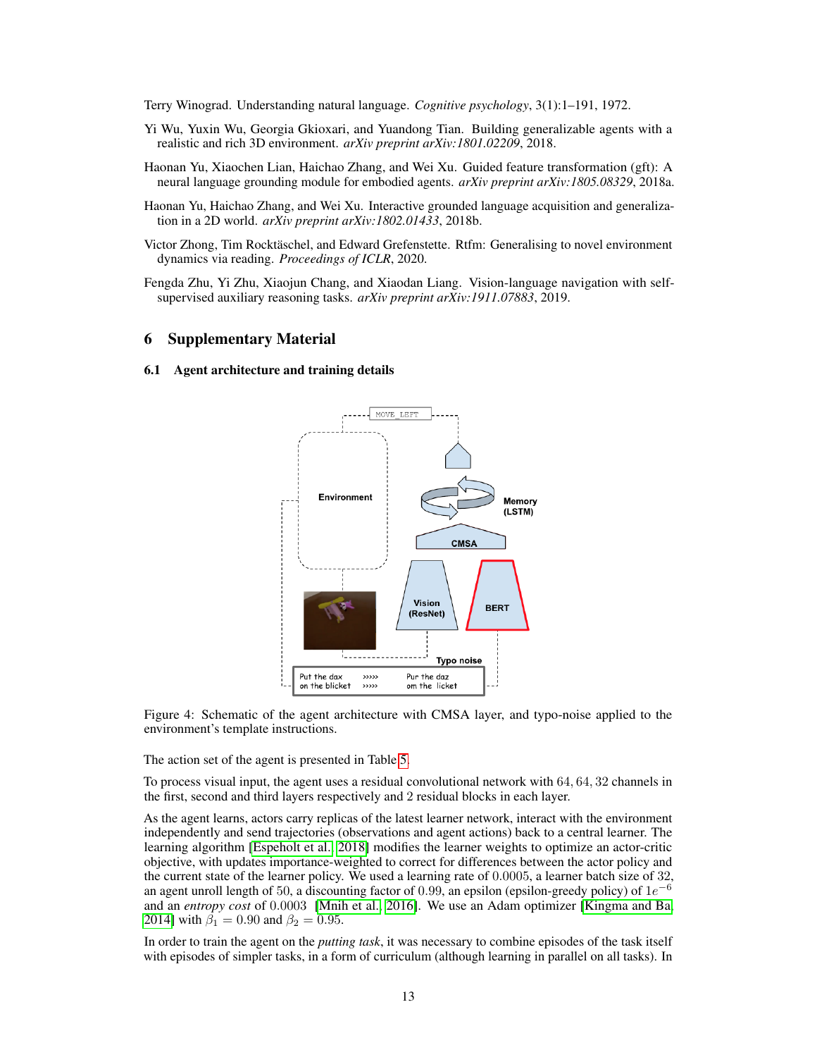Terry Winograd. Understanding natural language. *Cognitive psychology*, 3(1):1–191, 1972.

Yi Wu, Yuxin Wu, Georgia Gkioxari, and Yuandong Tian. Building generalizable agents with a realistic and rich 3D environment. *arXiv preprint arXiv:1801.02209*, 2018.

Haonan Yu, Xiaochen Lian, Haichao Zhang, and Wei Xu. Guided feature transformation (gft): A neural language grounding module for embodied agents. *arXiv preprint arXiv:1805.08329*, 2018a.

Haonan Yu, Haichao Zhang, and Wei Xu. Interactive grounded language acquisition and generalization in a 2D world. *arXiv preprint arXiv:1802.01433*, 2018b.

Victor Zhong, Tim Rocktäschel, and Edward Grefenstette. Rtfm: Generalising to novel environment dynamics via reading. *Proceedings of ICLR*, 2020.

Fengda Zhu, Yi Zhu, Xiaojun Chang, and Xiaodan Liang. Vision-language navigation with self-supervised auxiliary reasoning tasks. *arXiv preprint arXiv:1911.07883*, 2019.

# 6 Supplementary Material

## 6.1 Agent architecture and training details

Figure 4: Schematic of the agent architecture with CMSA layer, and typo-noise applied to the environment's template instructions.

The action set of the agent is presented in Table 5.

To process visual input, the agent uses a residual convolutional network with 64, 64, 32 channels in the first, second and third layers respectively and 2 residual blocks in each layer.

As the agent learns, actors carry replicas of the latest learner network, interact with the environment independently and send trajectories (observations and agent actions) back to a central learner. The learning algorithm [Espeholt et al., 2018] modifies the learner weights to optimize an actor-critic objective, with updates importance-weighted to correct for differences between the actor policy and the current state of the learner policy. We used a learning rate of 0.0005, a learner batch size of 32, an agent unroll length of 50, a discounting factor of 0.99, an epsilon (epsilon-greedy policy) of $1e^{-6}$ and an *entropy cost* of 0.0003 [Mnih et al., 2016]. We use an Adam optimizer [Kingma and Ba, 2014] with $\beta_1 = 0.90$ and $\beta_2 = 0.95$.

In order to train the agent on the *putting task*, it was necessary to combine episodes of the task itself with episodes of simpler tasks, in a form of curriculum (although learning in parallel on all tasks). In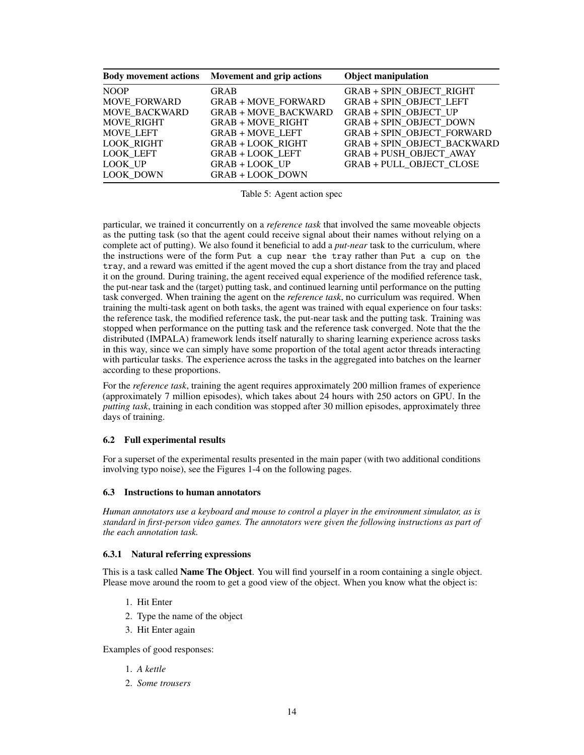| Body movement actions | Movement and grip actions | Object manipulation |
|---|---|---|
| NOOP | GRAB | GRAB + SPIN_OBJECT_RIGHT |
| MOVE_FORWARD | GRAB + MOVE_FORWARD | GRAB + SPIN_OBJECT_LEFT |
| MOVE_BACKWARD | GRAB + MOVE_BACKWARD | GRAB + SPIN_OBJECT_UP |
| MOVE_RIGHT | GRAB + MOVE_RIGHT | GRAB + SPIN_OBJECT_DOWN |
| MOVE_LEFT | GRAB + MOVE_LEFT | GRAB + SPIN_OBJECT_FORWARD |
| LOOK_RIGHT | GRAB + LOOK_RIGHT | GRAB + SPIN_OBJECT_BACKWARD |
| LOOK_LEFT | GRAB + LOOK_LEFT | GRAB + PUSH_OBJECT_AWAY |
| LOOK_UP | GRAB + LOOK_UP | GRAB + PULL_OBJECT_CLOSE |
| LOOK_DOWN | GRAB + LOOK_DOWN | |

Table 5: Agent action spec

particular, we trained it concurrently on a *reference task* that involved the same moveable objects as the putting task (so that the agent could receive signal about their names without relying on a complete act of putting). We also found it beneficial to add a *put-near* task to the curriculum, where the instructions were of the form `Put a cup near the tray` rather than `Put a cup on the tray`, and a reward was emitted if the agent moved the cup a short distance from the tray and placed it on the ground. During training, the agent received equal experience of the modified reference task, the put-near task and the (target) putting task, and continued learning until performance on the putting task converged. When training the agent on the *reference task*, no curriculum was required. When training the multi-task agent on both tasks, the agent was trained with equal experience on four tasks: the reference task, the modified reference task, the put-near task and the putting task. Training was stopped when performance on the putting task and the reference task converged. Note that the the distributed (IMPALA) framework lends itself naturally to sharing learning experience across tasks in this way, since we can simply have some proportion of the total agent actor threads interacting with particular tasks. The experience across the tasks in the aggregated into batches on the learner according to these proportions.

For the *reference task*, training the agent requires approximately 200 million frames of experience (approximately 7 million episodes), which takes about 24 hours with 250 actors on GPU. In the *putting task*, training in each condition was stopped after 30 million episodes, approximately three days of training.

### 6.2 Full experimental results

For a superset of the experimental results presented in the main paper (with two additional conditions involving typo noise), see the Figures 1-4 on the following pages.

### 6.3 Instructions to human annotators

*Human annotators use a keyboard and mouse to control a player in the environment simulator, as is standard in first-person video games. The annotators were given the following instructions as part of the each annotation task.*

#### 6.3.1 Natural referring expressions

This is a task called **Name The Object**. You will find yourself in a room containing a single object. Please move around the room to get a good view of the object. When you know what the object is:

1. Hit Enter
2. Type the name of the object
3. Hit Enter again

Examples of good responses:

1. *A kettle*
2. *Some trousers*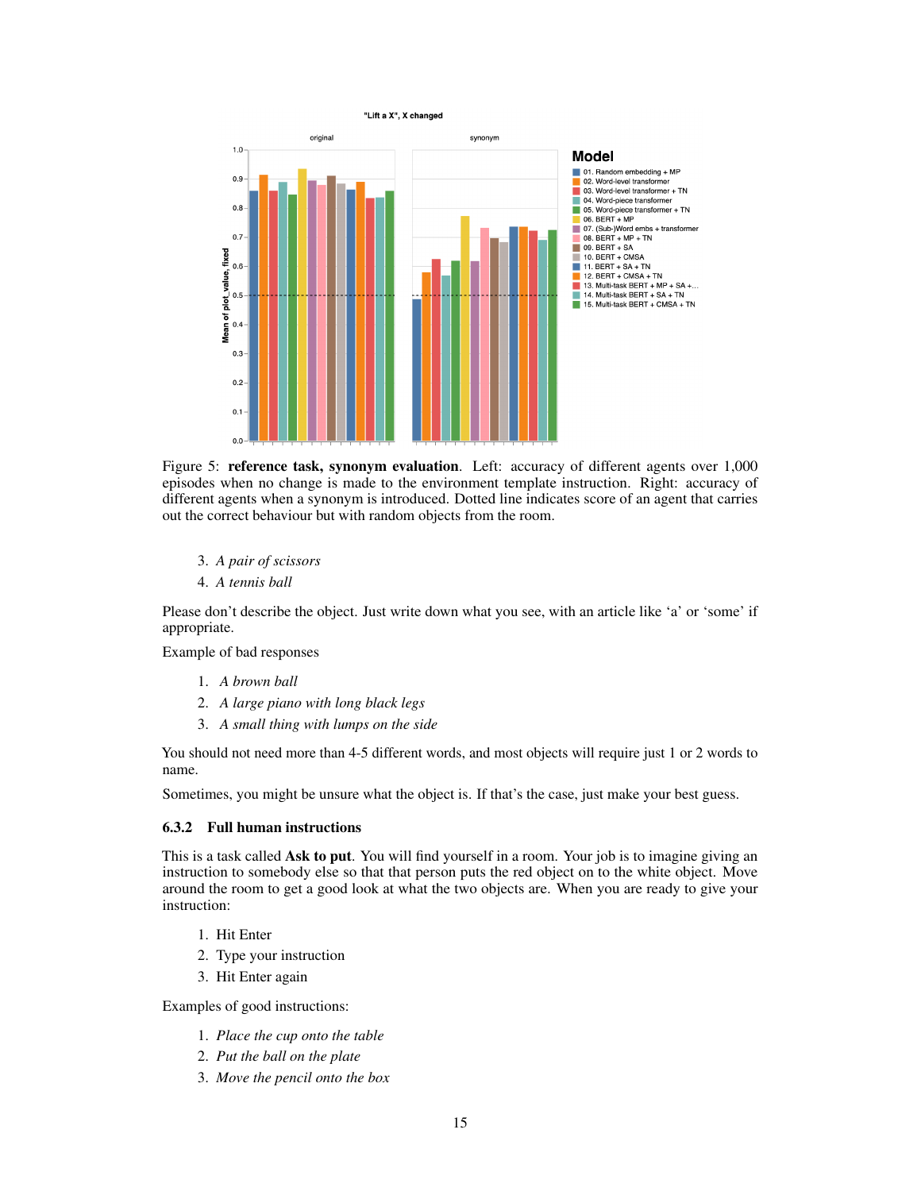Figure 5: **reference task, synonym evaluation**. Left: accuracy of different agents over 1,000 episodes when no change is made to the environment template instruction. Right: accuracy of different agents when a synonym is introduced. Dotted line indicates score of an agent that carries out the correct behaviour but with random objects from the room.

3. *A pair of scissors*
4. *A tennis ball*

Please don't describe the object. Just write down what you see, with an article like 'a' or 'some' if appropriate.

Example of bad responses

1. *A brown ball*
2. *A large piano with long black legs*
3. *A small thing with lumps on the side*

You should not need more than 4-5 different words, and most objects will require just 1 or 2 words to name.

Sometimes, you might be unsure what the object is. If that's the case, just make your best guess.

### 6.3.2 Full human instructions

This is a task called **Ask to put**. You will find yourself in a room. Your job is to imagine giving an instruction to somebody else so that that person puts the red object on to the white object. Move around the room to get a good look at what the two objects are. When you are ready to give your instruction:

1. Hit Enter
2. Type your instruction
3. Hit Enter again

Examples of good instructions:

1. *Place the cup onto the table*
2. *Put the ball on the plate*
3. *Move the pencil onto the box*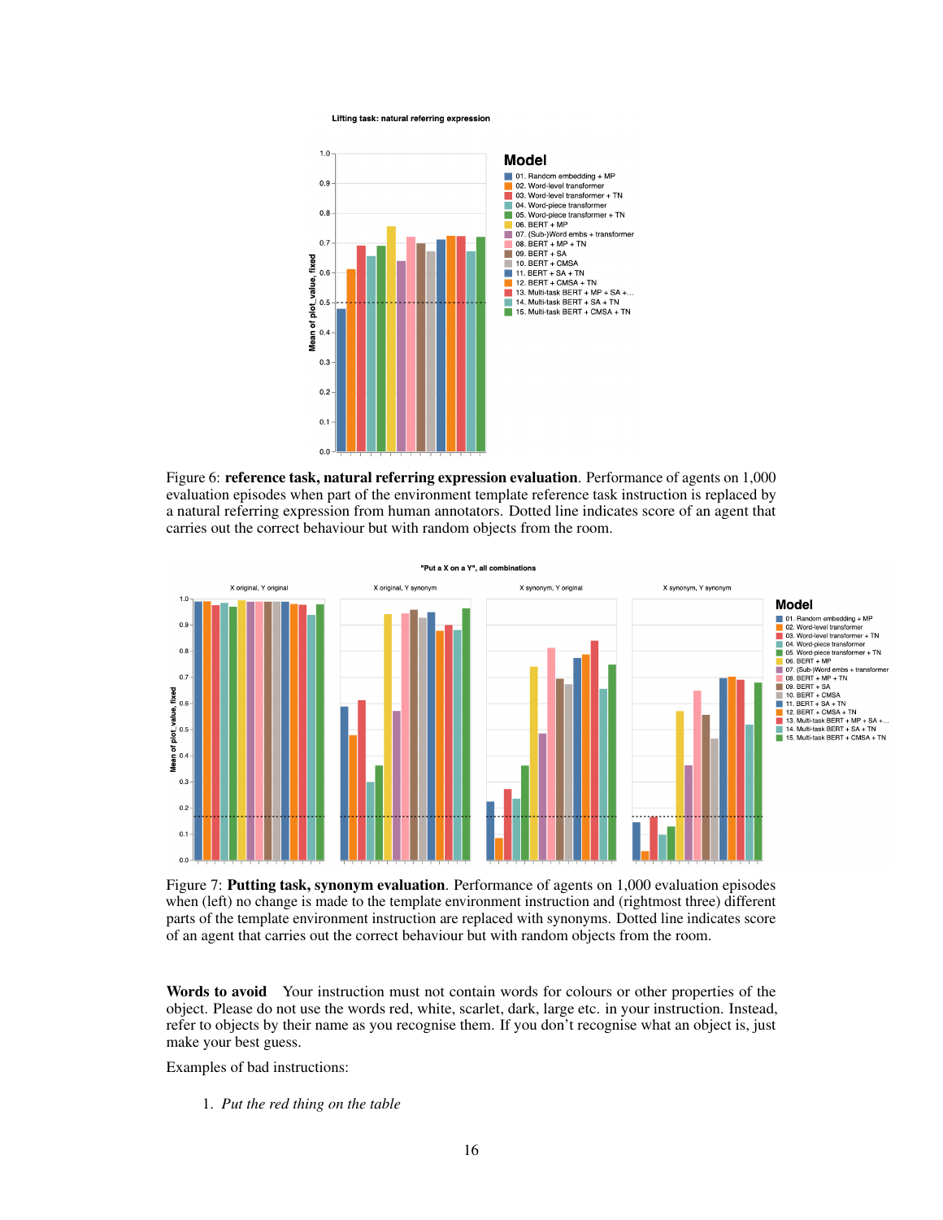Figure 6: **reference task, natural referring expression evaluation**. Performance of agents on 1,000 evaluation episodes when part of the environment template reference task instruction is replaced by a natural referring expression from human annotators. Dotted line indicates score of an agent that carries out the correct behaviour but with random objects from the room.

Figure 7: **Putting task, synonym evaluation**. Performance of agents on 1,000 evaluation episodes when (left) no change is made to the template environment instruction and (rightmost three) different parts of the template environment instruction are replaced with synonyms. Dotted line indicates score of an agent that carries out the correct behaviour but with random objects from the room.

**Words to avoid** Your instruction must not contain words for colours or other properties of the object. Please do not use the words red, white, scarlet, dark, large etc. in your instruction. Instead, refer to objects by their name as you recognise them. If you don't recognise what an object is, just make your best guess.

Examples of bad instructions:

1. *Put the red thing on the table*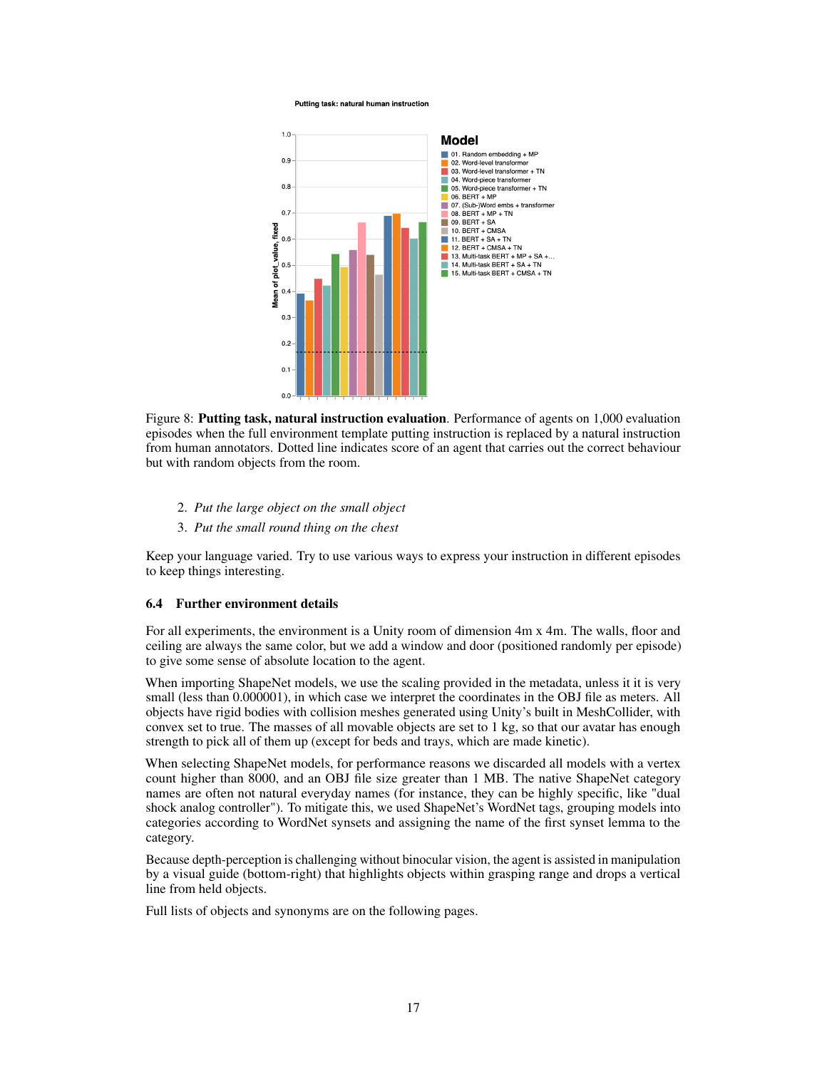Figure 8: **Putting task, natural instruction evaluation**. Performance of agents on 1,000 evaluation episodes when the full environment template putting instruction is replaced by a natural instruction from human annotators. Dotted line indicates score of an agent that carries out the correct behaviour but with random objects from the room.

2. *Put the large object on the small object*
3. *Put the small round thing on the chest*

Keep your language varied. Try to use various ways to express your instruction in different episodes to keep things interesting.

### 6.4 Further environment details

For all experiments, the environment is a Unity room of dimension 4m x 4m. The walls, floor and ceiling are always the same color, but we add a window and door (positioned randomly per episode) to give some sense of absolute location to the agent.

When importing ShapeNet models, we use the scaling provided in the metadata, unless it it is very small (less than 0.000001), in which case we interpret the coordinates in the OBJ file as meters. All objects have rigid bodies with collision meshes generated using Unity's built in MeshCollider, with convex set to true. The masses of all movable objects are set to 1 kg, so that our avatar has enough strength to pick all of them up (except for beds and trays, which are made kinetic).

When selecting ShapeNet models, for performance reasons we discarded all models with a vertex count higher than 8000, and an OBJ file size greater than 1 MB. The native ShapeNet category names are often not natural everyday names (for instance, they can be highly specific, like "dual shock analog controller"). To mitigate this, we used ShapeNet's WordNet tags, grouping models into categories according to WordNet synsets and assigning the name of the first synset lemma to the category.

Because depth-perception is challenging without binocular vision, the agent is assisted in manipulation by a visual guide (bottom-right) that highlights objects within grasping range and drops a vertical line from held objects.

Full lists of objects and synonyms are on the following pages.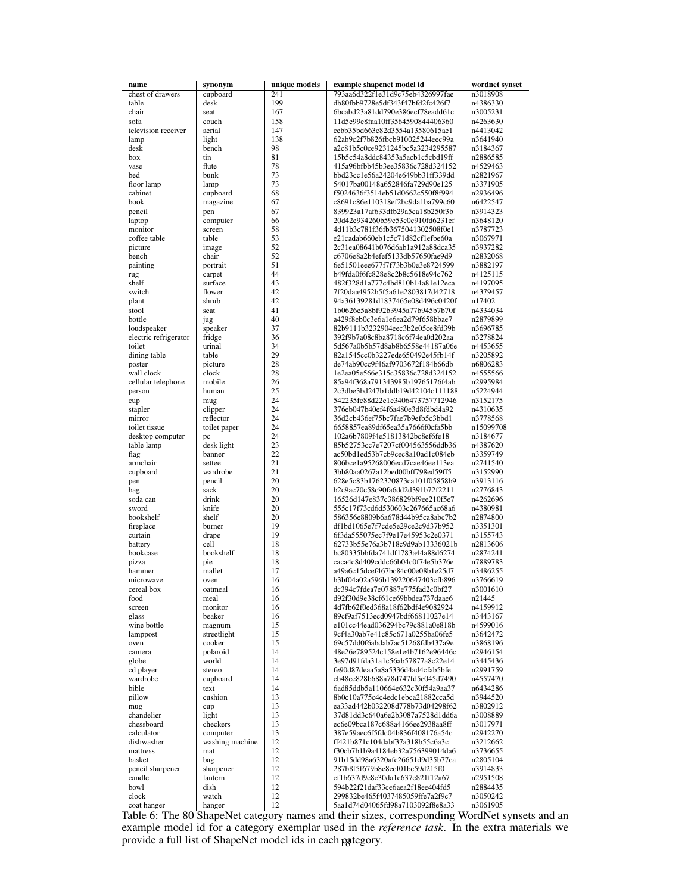| name | synonym | unique models | example shapenet model id | wordnet synset |
|---|---|---|---|---|
| chest of drawers | cupboard | 241 | 793aa6d322f1e31d9c75eb4326997fae | n3018908 |
| table | desk | 199 | db80fbb9728e5df343f47bfd2fc426f7 | n4386330 |
| chair | seat | 167 | 6bcabd23a81dd790e386ecf78eadd61c | n3005231 |
| sofa | couch | 158 | 11d5e99e8faa10ff3564590844406360 | n4263630 |
| television receiver | aerial | 147 | cebb35bd663c82d3554a13580615ae1 | n4413042 |
| lamp | light | 138 | 62ab9c2f7b826fbcb910025244eec99a | n3641940 |
| desk | bench | 98 | a2c81b5c0ce9231245bc5a3234295587 | n3184367 |
| box | tin | 81 | 15b5c54a8ddc84353a5acb1c5cbd19ff | n2886585 |
| vase | flute | 78 | 415a96bfbb45b3ee35836c728d324152 | n4529463 |
| bed | bunk | 73 | bbd23cc1e56a24204e649bb31ff339dd | n2821967 |
| floor lamp | lamp | 73 | 54017ba00148a652846fa729d90e125 | n3371905 |
| cabinet | cupboard | 68 | f5024636f3514eb51d0662c550f8f994 | n2936496 |
| book | magazine | 67 | c8691c86e110318ef2bc9da1ba799c60 | n6422547 |
| pencil | pen | 67 | 839923a17af633dfb29a5ca18b250f3b | n3914323 |
| laptop | computer | 66 | 20d42e934260b59c53c0c910fd6231ef | n3648120 |
| monitor | screen | 58 | 4d11b3c781f36fb3675041302508f0e1 | n3787723 |
| coffee table | table | 53 | e21cadab660eb1c5c71d82cf1efbe60a | n3067971 |
| picture | image | 52 | 2c31ea08641b076d6ab1a912a88dca35 | n3937282 |
| bench | chair | 52 | c6706e8a2b4efef5133db57650fae9d9 | n2832068 |
| painting | portrait | 51 | 6e51501eee677f7f73b3b0e3e8724599 | n3882197 |
| rug | carpet | 44 | b49fda0f6fc828e8c2b8c5618e94c762 | n4125115 |
| shelf | surface | 43 | 482f328d1a777c4bd810b14a81e12eca | n4197095 |
| switch | flower | 42 | 7f20daa4952b5f5a61e2803817d42718 | n4379457 |
| plant | shrub | 42 | 94a36139281d1837465e08d496c0420f | n17402 |
| stool | seat | 41 | 1b0626e5a8bf92b3945a77b945b7b70f | n4334034 |
| bottle | jug | 40 | a429f8eb0c3e6a1e6ea2d79f658bbae7 | n2879899 |
| loudspeaker | speaker | 37 | 82b9111b3232904eec3b2e05ce8fd39b | n3696785 |
| electric refrigerator | fridge | 36 | 392f9b7a08c8ba8718c6f74ea0d202aa | n3278824 |
| toilet | urinal | 34 | 5d567a0b5b57d8ab8b6558e44187a06e | n4453655 |
| dining table | table | 29 | 82a1545cc0b3227ede650492e45fb14f | n3205892 |
| poster | picture | 28 | de74ab90cc9f46af9703672f184b66db | n6806283 |
| wall clock | clock | 28 | 1e2ea05e566e315c35836c728d324152 | n4555566 |
| cellular telephone | mobile | 26 | 85a94f368a791343985b19765176f4ab | n2995984 |
| person | human | 25 | 2c3dbe3bd247b1ddb19d42104c111188 | n5224944 |
| cup | mug | 24 | 542235fc88d22e1e3406473757712946 | n3152175 |
| stapler | clipper | 24 | 376eb047b40ef4f6a480e3d8fdbd4a92 | n4310635 |
| mirror | reflector | 24 | 36d2cb436ef75bc7fae7b9efb5c3bbd1 | n3778568 |
| toilet tissue | toilet paper | 24 | 6658857ea89df65ea35a7666f0cfa5bb | n15099708 |
| desktop computer | pc | 24 | 102a6b7809f4e51813842bc8ef6fe18 | n3184677 |
| table lamp | desk light | 23 | 85b52753cc7e7207cf004563556ddb36 | n4387620 |
| flag | banner | 22 | ac50bd1ed53b7cb9cec8a10ad1c084eb | n3359749 |
| armchair | settee | 21 | 806bce1a95268006ecd7cae46ee113ea | n2741540 |
| cupboard | wardrobe | 21 | 3bb80aa0267a12bed00bff798ed59ff5 | n3152990 |
| pen | pencil | 20 | 628e5c83b1762320873ca101f05858b9 | n3913116 |
| bag | sack | 20 | b2c9ac70c58c90fa6dd2d391b72f2211 | n2776843 |
| soda can | drink | 20 | 16526d147e837c386829bf9ee210f5e7 | n4262696 |
| sword | knife | 20 | 555c17f73cd6d530603c267665ac68a6 | n4380981 |
| bookshelf | shelf | 20 | 586356e8809b6a678d44b95ca8abc7b2 | n2874800 |
| fireplace | burner | 19 | df1bd1065e7f7cde5e29ce2e9d37b952 | n3351301 |
| curtain | drape | 19 | 6f3da555075ec7f9e17e45953c2e0371 | n3155743 |
| battery | cell | 18 | 62733b55e76a3b718c9d9ab13336021b | n2813606 |
| bookcase | bookshelf | 18 | bc80335bbfda741df1783a44a88d6274 | n2874241 |
| pizza | pie | 18 | caca4c8d409cddc66b04c0f74e5b376e | n7889783 |
| hammer | mallet | 17 | a49a6c15dcef467bc84c00e08b1e25d7 | n3486255 |
| microwave | oven | 16 | b3bf04a02a596b139220647403cfb896 | n3766619 |
| cereal box | oatmeal | 16 | dc394c7fdea7e07887e775fad2c0bf27 | n3001610 |
| food | meal | 16 | d92f30d9e38cf61ce69bbdea737daae6 | n21445 |
| screen | monitor | 16 | 4d7fb62f0ed368a18f62bdf4e9082924 | n4159912 |
| glass | beaker | 16 | 89cf9af7513ecd0947bdf66811027e14 | n3443167 |
| wine bottle | magnum | 15 | e101cc44ead036294bc79c881a0e818b | n4599016 |
| lamppost | streetlight | 15 | 9cf4a30ab7e41c85c671a0255ba06fe5 | n3642472 |
| oven | cooker | 15 | 69c57dd0f6abdab7ac51268fdb437a9e | n3868196 |
| camera | polaroid | 14 | 48e26e789524c158e1e4b7162e96446c | n2946154 |
| globe | world | 14 | 3e97d91fda31a1c56ab57877a8c22e14 | n3445436 |
| cd player | stereo | 14 | fe90d87deaa5a8a5336d4ad4cfab5bfe | n2991759 |
| wardrobe | cupboard | 14 | cb48ec828b688a78d747fd5e045d7490 | n4557470 |
| bible | text | 14 | 6ad85ddb5a110664e632c30f54a9aa37 | n6434286 |
| pillow | cushion | 13 | 8b0c10a775c4c4edc1ebca21882cca5d | n3944520 |
| mug | cup | 13 | ea33ad442b032208d778b73d04298f62 | n3802912 |
| chandelier | light | 13 | 37d81dd3c640a6e2b3087a7528d1dd6a | n3008889 |
| chessboard | checkers | 13 | ec6e09bca187c688a4166ee2938aa8ff | n3017971 |
| calculator | computer | 13 | 387e59aec6f5fdc04b836f408176a54c | n2942270 |
| dishwasher | washing machine | 12 | ff421b871c104dabf37a318b55c6a3c | n3212662 |
| mattress | mat | 12 | f30cb7b1b9a4184eb32a756399014da6 | n3736655 |
| basket | bag | 12 | 91b5dd98a6320afc26651d9d35b77ca | n2805104 |
| pencil sharpener | sharpener | 12 | 287b8f5f679b8e8ecf01bc59d215f0 | n3914833 |
| candle | lantern | 12 | cf1b637d9c8c30da1c637e821f12a67 | n2951508 |
| bowl | dish | 12 | 594b22f21daf33ce6aea2f18ee404fd5 | n2884435 |
| clock | watch | 12 | 299832be465f4037485059ffe7a2f9c7 | n3050242 |
| coat hanger | hanger | 12 | 5aa1d74d04065fd98a7103092f8e8a33 | n3061905 |

Table 6: The 80 ShapeNet category names and their sizes, corresponding WordNet synsets and an example model id for a category exemplar used in the *reference task*. In the extra materials we provide a full list of ShapeNet model ids in each category.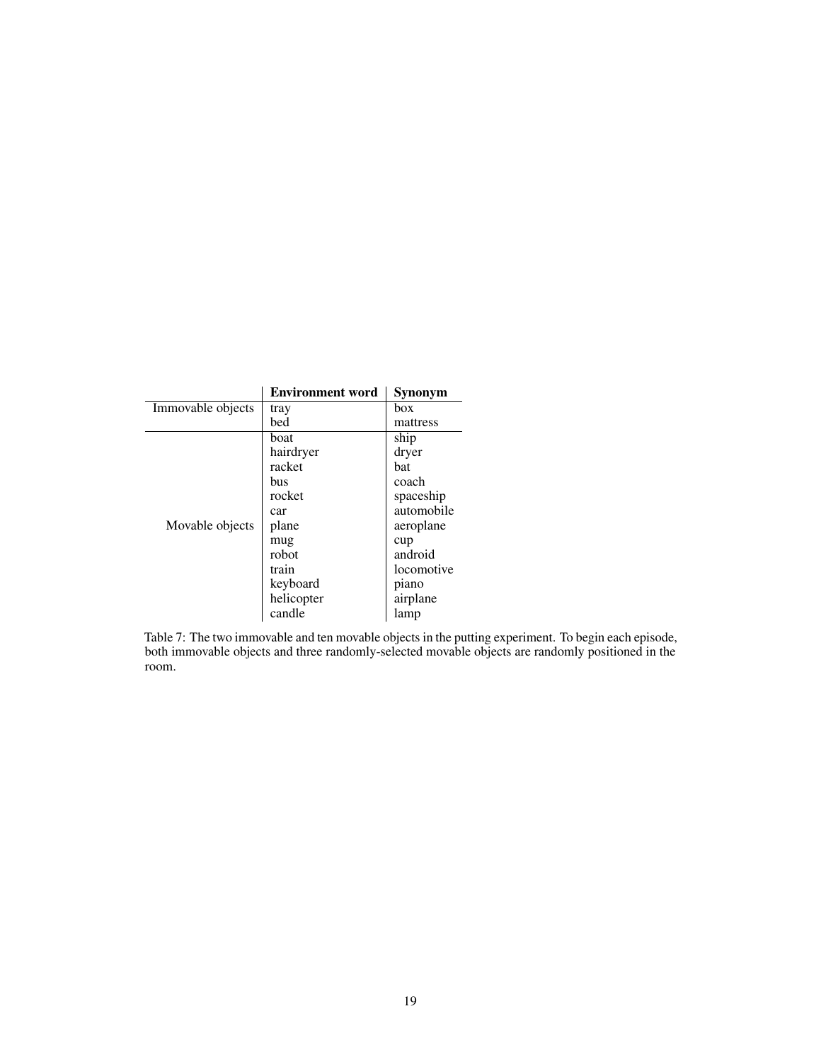| | Environment word | Synonym |
|---|---|---|
| Immovable objects | tray | box |
| | bed | mattress |
| Movable objects | boat | ship |
| | hairdryer | dryer |
| | racket | bat |
| | bus | coach |
| | rocket | spaceship |
| | car | automobile |
| | plane | aeroplane |
| | mug | cup |
| | robot | android |
| | train | locomotive |
| | keyboard | piano |
| | helicopter | airplane |
| | candle | lamp |

Table 7: The two immovable and ten movable objects in the putting experiment. To begin each episode, both immovable objects and three randomly-selected movable objects are randomly positioned in the room.